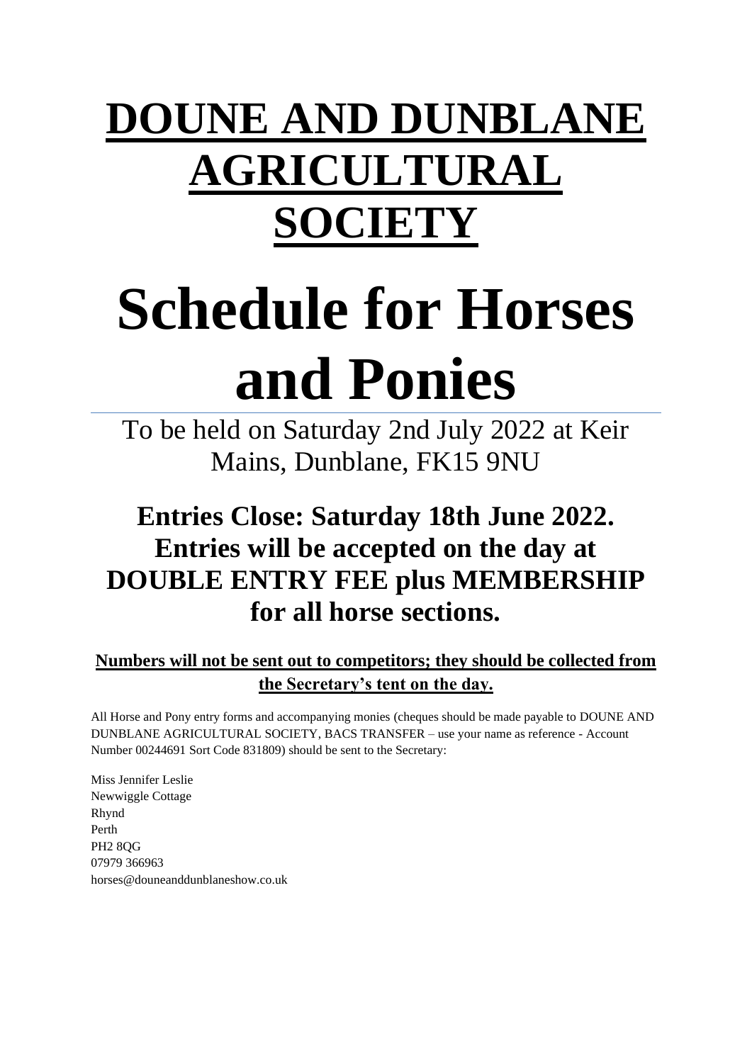# DOUNE AND DUNBLANE AGRICULTURAL SOCIETY

# Schedule for Horses and Ponies

To be held on Saturday 2nd July 2022 at Keir Mains, Dunblane, FK15 9NU

## Entries Close: Saturday 18th June 2022. Entries will be accepted on the day at DOUBLE ENTRY FEE plus MEMBERSHIP for all horse sections.

**Numbers will not be sent out to competitors; they should be collected from the Secretary's tent on the day.**

All Horse and Pony entry forms and accompanying monies (cheques should be made payable to DOUNE AND DUNBLANE AGRICULTURAL SOCIETY, BACS TRANSFER – use your name as reference - Account Number 00244691 Sort Code 831809) should be sent to the Secretary:

Miss Jennifer Leslie
Newwiggle Cottage
Rhynd
Perth
PH2 8QG
07979 366963
horses@douneanddunblaneshow.co.uk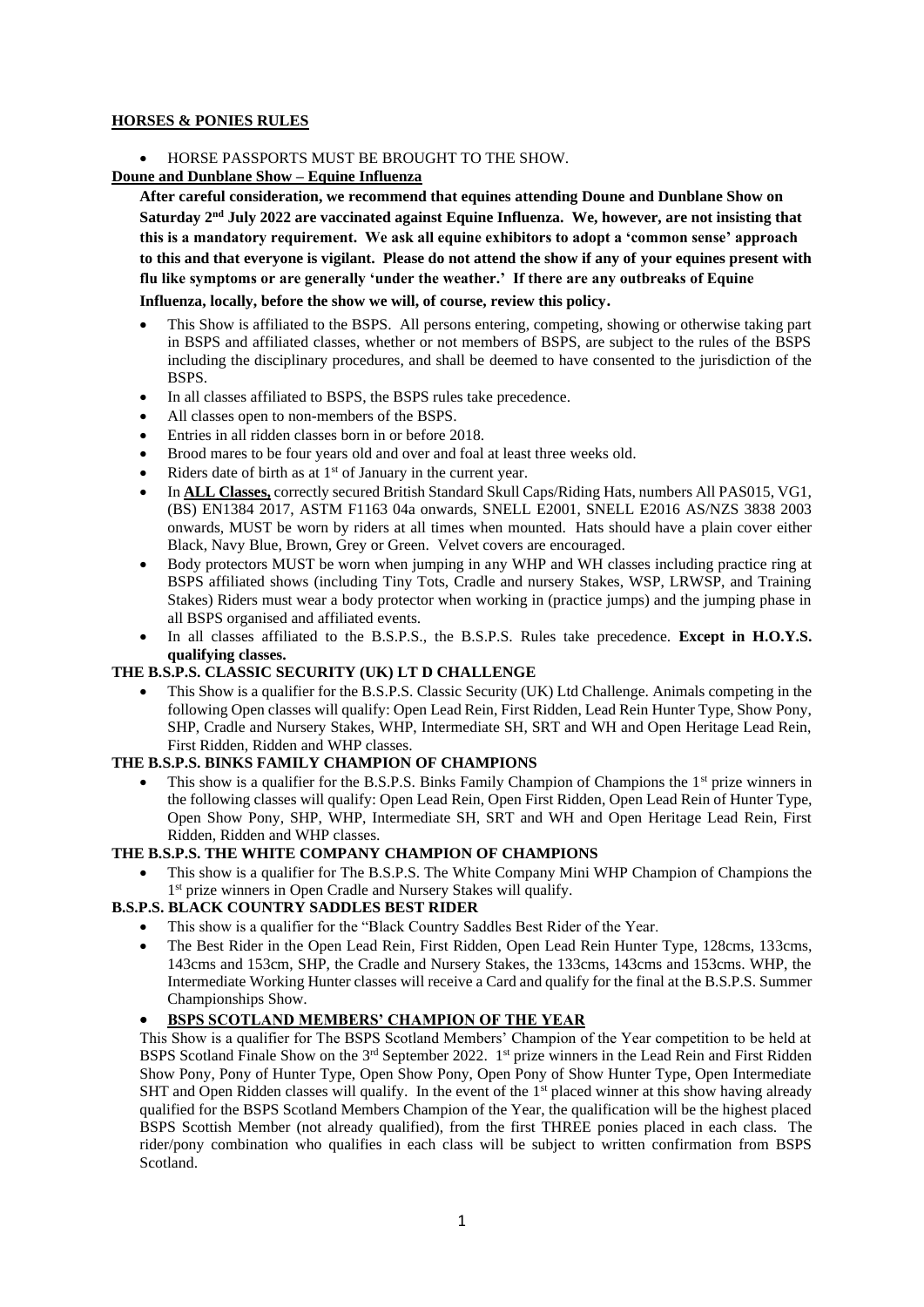## HORSES & PONIES RULES

- HORSE PASSPORTS MUST BE BROUGHT TO THE SHOW.

**Doune and Dunblane Show – Equine Influenza**

**After careful consideration, we recommend that equines attending Doune and Dunblane Show on Saturday 2nd July 2022 are vaccinated against Equine Influenza. We, however, are not insisting that this is a mandatory requirement. We ask all equine exhibitors to adopt a 'common sense' approach to this and that everyone is vigilant. Please do not attend the show if any of your equines present with flu like symptoms or are generally 'under the weather.' If there are any outbreaks of Equine Influenza, locally, before the show we will, of course, review this policy.**

- This Show is affiliated to the BSPS. All persons entering, competing, showing or otherwise taking part in BSPS and affiliated classes, whether or not members of BSPS, are subject to the rules of the BSPS including the disciplinary procedures, and shall be deemed to have consented to the jurisdiction of the BSPS.
- In all classes affiliated to BSPS, the BSPS rules take precedence.
- All classes open to non-members of the BSPS.
- Entries in all ridden classes born in or before 2018.
- Brood mares to be four years old and over and foal at least three weeks old.
- Riders date of birth as at 1st of January in the current year.
- In **ALL Classes,** correctly secured British Standard Skull Caps/Riding Hats, numbers All PAS015, VG1, (BS) EN1384 2017, ASTM F1163 04a onwards, SNELL E2001, SNELL E2016 AS/NZS 3838 2003 onwards, MUST be worn by riders at all times when mounted. Hats should have a plain cover either Black, Navy Blue, Brown, Grey or Green. Velvet covers are encouraged.
- Body protectors MUST be worn when jumping in any WHP and WH classes including practice ring at BSPS affiliated shows (including Tiny Tots, Cradle and nursery Stakes, WSP, LRWSP, and Training Stakes) Riders must wear a body protector when working in (practice jumps) and the jumping phase in all BSPS organised and affiliated events.
- In all classes affiliated to the B.S.P.S., the B.S.P.S. Rules take precedence. **Except in H.O.Y.S. qualifying classes.**

**THE B.S.P.S. CLASSIC SECURITY (UK) LT D CHALLENGE**

- This Show is a qualifier for the B.S.P.S. Classic Security (UK) Ltd Challenge. Animals competing in the following Open classes will qualify: Open Lead Rein, First Ridden, Lead Rein Hunter Type, Show Pony, SHP, Cradle and Nursery Stakes, WHP, Intermediate SH, SRT and WH and Open Heritage Lead Rein, First Ridden, Ridden and WHP classes.

**THE B.S.P.S. BINKS FAMILY CHAMPION OF CHAMPIONS**

- This show is a qualifier for the B.S.P.S. Binks Family Champion of Champions the 1st prize winners in the following classes will qualify: Open Lead Rein, Open First Ridden, Open Lead Rein of Hunter Type, Open Show Pony, SHP, WHP, Intermediate SH, SRT and WH and Open Heritage Lead Rein, First Ridden, Ridden and WHP classes.

**THE B.S.P.S. THE WHITE COMPANY CHAMPION OF CHAMPIONS**

- This show is a qualifier for The B.S.P.S. The White Company Mini WHP Champion of Champions the 1st prize winners in Open Cradle and Nursery Stakes will qualify.

**B.S.P.S. BLACK COUNTRY SADDLES BEST RIDER**

- This show is a qualifier for the "Black Country Saddles Best Rider of the Year.
- The Best Rider in the Open Lead Rein, First Ridden, Open Lead Rein Hunter Type, 128cms, 133cms, 143cms and 153cm, SHP, the Cradle and Nursery Stakes, the 133cms, 143cms and 153cms. WHP, the Intermediate Working Hunter classes will receive a Card and qualify for the final at the B.S.P.S. Summer Championships Show.
- **BSPS SCOTLAND MEMBERS' CHAMPION OF THE YEAR**

This Show is a qualifier for The BSPS Scotland Members' Champion of the Year competition to be held at BSPS Scotland Finale Show on the 3rd September 2022. 1st prize winners in the Lead Rein and First Ridden Show Pony, Pony of Hunter Type, Open Show Pony, Open Pony of Show Hunter Type, Open Intermediate SHT and Open Ridden classes will qualify. In the event of the 1st placed winner at this show having already qualified for the BSPS Scotland Members Champion of the Year, the qualification will be the highest placed BSPS Scottish Member (not already qualified), from the first THREE ponies placed in each class. The rider/pony combination who qualifies in each class will be subject to written confirmation from BSPS Scotland.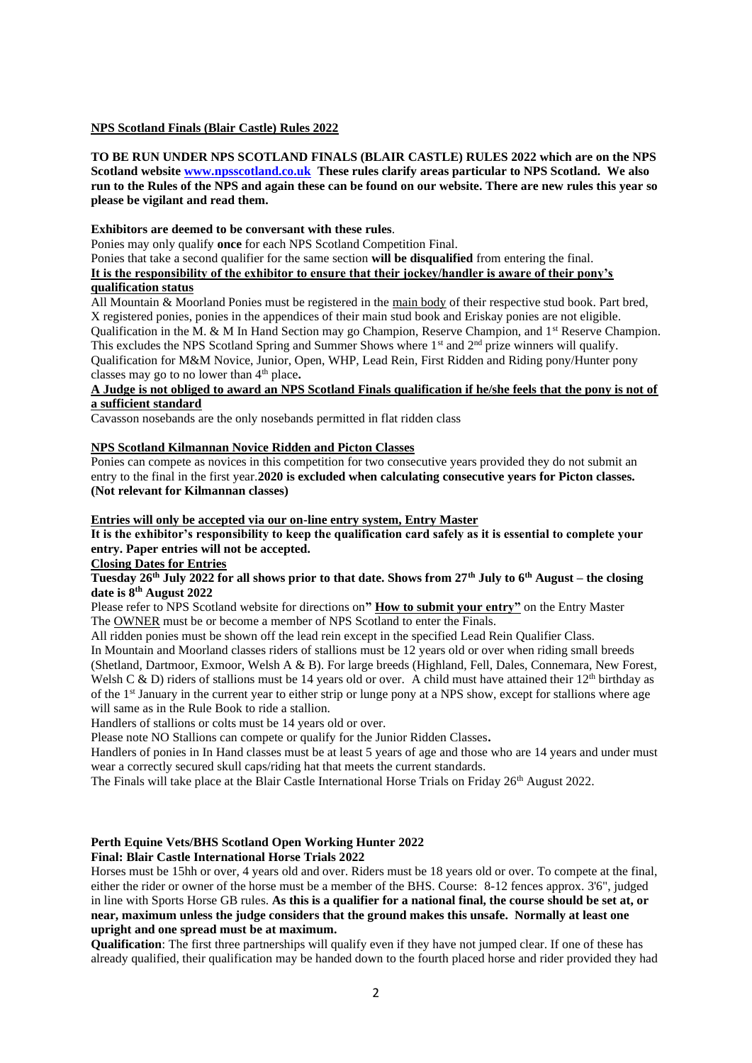**NPS Scotland Finals (Blair Castle) Rules 2022**

**TO BE RUN UNDER NPS SCOTLAND FINALS (BLAIR CASTLE) RULES 2022 which are on the NPS Scotland website [www.npsscotland.co.uk](http://www.npsscotland.co.uk) These rules clarify areas particular to NPS Scotland. We also run to the Rules of the NPS and again these can be found on our website. There are new rules this year so please be vigilant and read them.**

**Exhibitors are deemed to be conversant with these rules**.

Ponies may only qualify **once** for each NPS Scotland Competition Final.

Ponies that take a second qualifier for the same section **will be disqualified** from entering the final.

**It is the responsibility of the exhibitor to ensure that their jockey/handler is aware of their pony's qualification status**

All Mountain & Moorland Ponies must be registered in the main body of their respective stud book. Part bred, X registered ponies, ponies in the appendices of their main stud book and Eriskay ponies are not eligible.

Qualification in the M. & M In Hand Section may go Champion, Reserve Champion, and 1st Reserve Champion. This excludes the NPS Scotland Spring and Summer Shows where 1st and 2nd prize winners will qualify.

Qualification for M&M Novice, Junior, Open, WHP, Lead Rein, First Ridden and Riding pony/Hunter pony classes may go to no lower than 4th place**.**

**A Judge is not obliged to award an NPS Scotland Finals qualification if he/she feels that the pony is not of a sufficient standard**

Cavasson nosebands are the only nosebands permitted in flat ridden class

**NPS Scotland Kilmannan Novice Ridden and Picton Classes**

Ponies can compete as novices in this competition for two consecutive years provided they do not submit an entry to the final in the first year.**2020 is excluded when calculating consecutive years for Picton classes. (Not relevant for Kilmannan classes)**

**Entries will only be accepted via our on-line entry system, Entry Master**

**It is the exhibitor's responsibility to keep the qualification card safely as it is essential to complete your entry. Paper entries will not be accepted.**

**Closing Dates for Entries**

**Tuesday 26th July 2022 for all shows prior to that date. Shows from 27th July to 6th August – the closing date is 8th August 2022**

Please refer to NPS Scotland website for directions on**" How to submit your entry"** on the Entry Master

The OWNER must be or become a member of NPS Scotland to enter the Finals.

All ridden ponies must be shown off the lead rein except in the specified Lead Rein Qualifier Class.

In Mountain and Moorland classes riders of stallions must be 12 years old or over when riding small breeds (Shetland, Dartmoor, Exmoor, Welsh A & B). For large breeds (Highland, Fell, Dales, Connemara, New Forest, Welsh C & D) riders of stallions must be 14 years old or over. A child must have attained their 12th birthday as of the 1st January in the current year to either strip or lunge pony at a NPS show, except for stallions where age will same as in the Rule Book to ride a stallion.

Handlers of stallions or colts must be 14 years old or over.

Please note NO Stallions can compete or qualify for the Junior Ridden Classes**.**

Handlers of ponies in In Hand classes must be at least 5 years of age and those who are 14 years and under must wear a correctly secured skull caps/riding hat that meets the current standards.

The Finals will take place at the Blair Castle International Horse Trials on Friday 26th August 2022.

**Perth Equine Vets/BHS Scotland Open Working Hunter 2022**
**Final: Blair Castle International Horse Trials 2022**

Horses must be 15hh or over, 4 years old and over. Riders must be 18 years old or over. To compete at the final, either the rider or owner of the horse must be a member of the BHS. Course: 8-12 fences approx. 3'6", judged in line with Sports Horse GB rules. **As this is a qualifier for a national final, the course should be set at, or near, maximum unless the judge considers that the ground makes this unsafe. Normally at least one upright and one spread must be at maximum.**

**Qualification**: The first three partnerships will qualify even if they have not jumped clear. If one of these has already qualified, their qualification may be handed down to the fourth placed horse and rider provided they had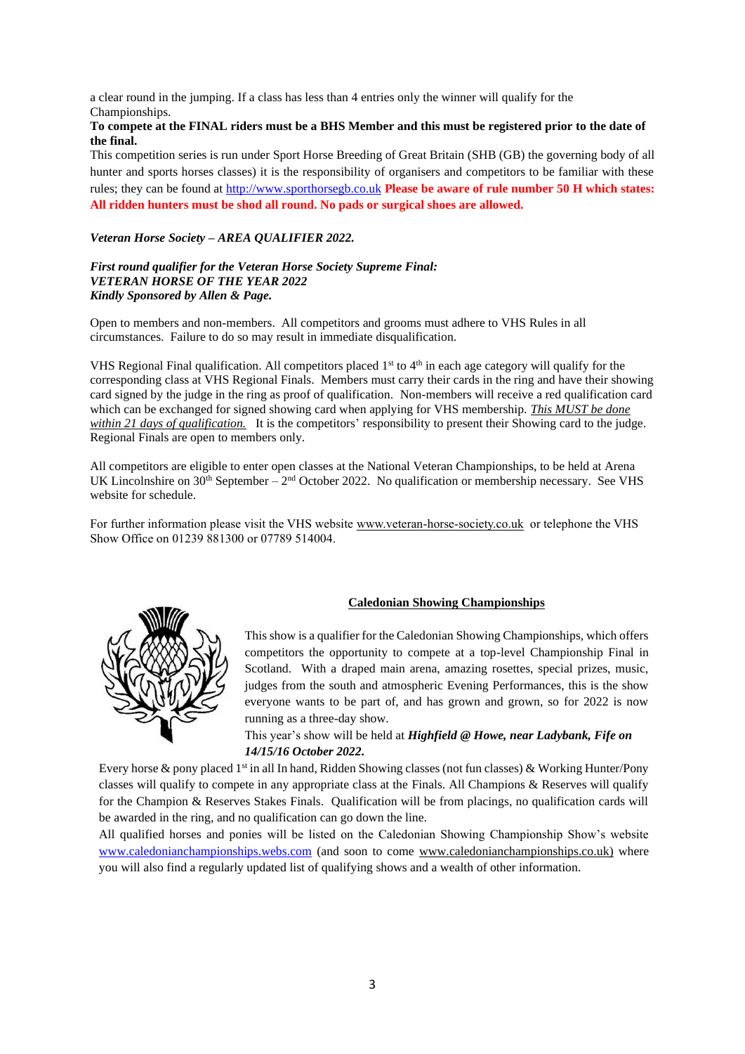a clear round in the jumping. If a class has less than 4 entries only the winner will qualify for the Championships.

**To compete at the FINAL riders must be a BHS Member and this must be registered prior to the date of the final.**

This competition series is run under Sport Horse Breeding of Great Britain (SHB (GB) the governing body of all hunter and sports horses classes) it is the responsibility of organisers and competitors to be familiar with these rules; they can be found at http://www.sporthorsegb.co.uk **Please be aware of rule number 50 H which states: All ridden hunters must be shod all round. No pads or surgical shoes are allowed.**

***Veteran Horse Society – AREA QUALIFIER 2022.***

***First round qualifier for the Veteran Horse Society Supreme Final:***
***VETERAN HORSE OF THE YEAR 2022***
***Kindly Sponsored by Allen & Page.***

Open to members and non-members. All competitors and grooms must adhere to VHS Rules in all circumstances. Failure to do so may result in immediate disqualification.

VHS Regional Final qualification. All competitors placed 1st to 4th in each age category will qualify for the corresponding class at VHS Regional Finals. Members must carry their cards in the ring and have their showing card signed by the judge in the ring as proof of qualification. Non-members will receive a red qualification card which can be exchanged for signed showing card when applying for VHS membership. *This MUST be done within 21 days of qualification.* It is the competitors' responsibility to present their Showing card to the judge. Regional Finals are open to members only.

All competitors are eligible to enter open classes at the National Veteran Championships, to be held at Arena UK Lincolnshire on 30th September – 2nd October 2022. No qualification or membership necessary. See VHS website for schedule.

For further information please visit the VHS website www.veteran-horse-society.co.uk or telephone the VHS Show Office on 01239 881300 or 07789 514004.

## Caledonian Showing Championships

This show is a qualifier for the Caledonian Showing Championships, which offers competitors the opportunity to compete at a top-level Championship Final in Scotland. With a draped main arena, amazing rosettes, special prizes, music, judges from the south and atmospheric Evening Performances, this is the show everyone wants to be part of, and has grown and grown, so for 2022 is now running as a three-day show.

This year's show will be held at ***Highfield @ Howe, near Ladybank, Fife on 14/15/16 October 2022.***

Every horse & pony placed 1st in all In hand, Ridden Showing classes (not fun classes) & Working Hunter/Pony classes will qualify to compete in any appropriate class at the Finals. All Champions & Reserves will qualify for the Champion & Reserves Stakes Finals. Qualification will be from placings, no qualification cards will be awarded in the ring, and no qualification can go down the line.

All qualified horses and ponies will be listed on the Caledonian Showing Championship Show's website www.caledonianchampionships.webs.com (and soon to come www.caledonianchampionships.co.uk) where you will also find a regularly updated list of qualifying shows and a wealth of other information.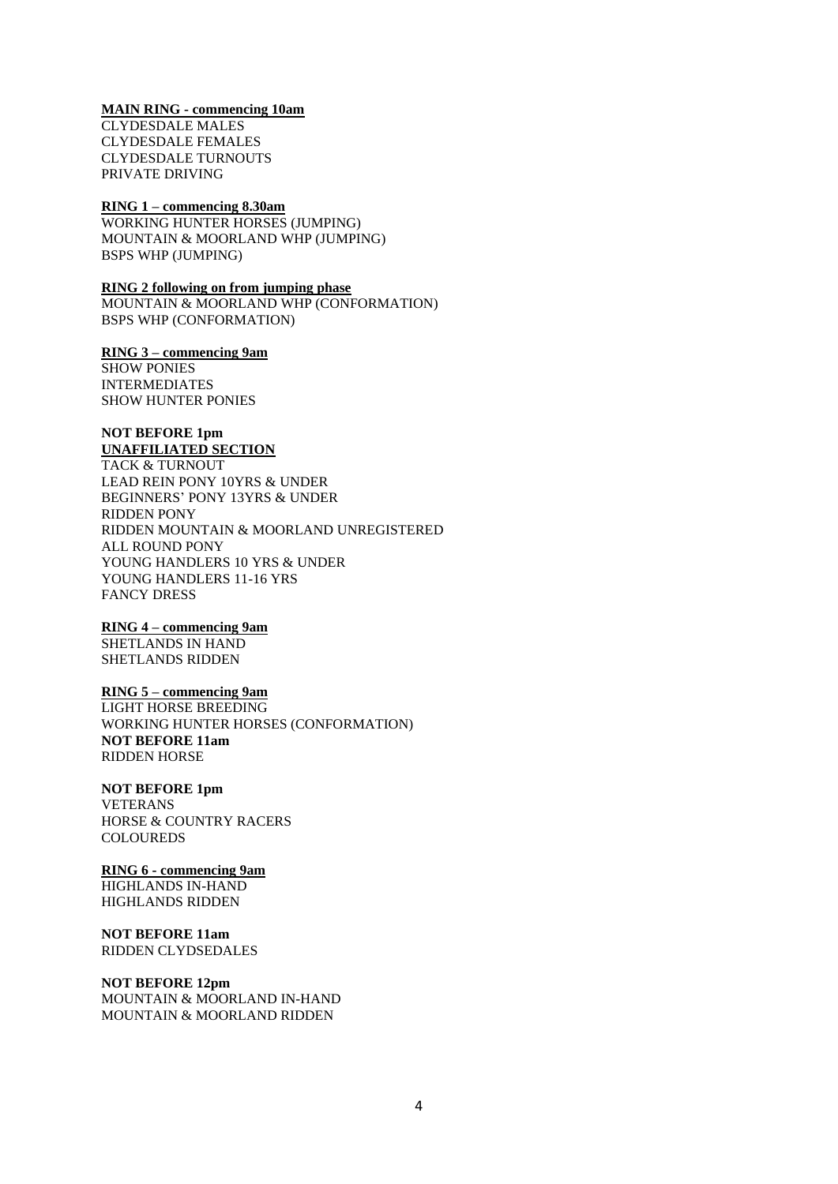**MAIN RING - commencing 10am**

CLYDESDALE MALES
CLYDESDALE FEMALES
CLYDESDALE TURNOUTS
PRIVATE DRIVING

**RING 1 – commencing 8.30am**

WORKING HUNTER HORSES (JUMPING)
MOUNTAIN & MOORLAND WHP (JUMPING)
BSPS WHP (JUMPING)

**RING 2 following on from jumping phase**

MOUNTAIN & MOORLAND WHP (CONFORMATION)
BSPS WHP (CONFORMATION)

**RING 3 – commencing 9am**

SHOW PONIES
INTERMEDIATES
SHOW HUNTER PONIES

**NOT BEFORE 1pm**
**UNAFFILIATED SECTION**

TACK & TURNOUT
LEAD REIN PONY 10YRS & UNDER
BEGINNERS' PONY 13YRS & UNDER
RIDDEN PONY
RIDDEN MOUNTAIN & MOORLAND UNREGISTERED
ALL ROUND PONY
YOUNG HANDLERS 10 YRS & UNDER
YOUNG HANDLERS 11-16 YRS
FANCY DRESS

**RING 4 – commencing 9am**

SHETLANDS IN HAND
SHETLANDS RIDDEN

**RING 5 – commencing 9am**

LIGHT HORSE BREEDING
WORKING HUNTER HORSES (CONFORMATION)
**NOT BEFORE 11am**
RIDDEN HORSE

**NOT BEFORE 1pm**

VETERANS
HORSE & COUNTRY RACERS
COLOUREDS

**RING 6 - commencing 9am**

HIGHLANDS IN-HAND
HIGHLANDS RIDDEN

**NOT BEFORE 11am**

RIDDEN CLYDSEDALES

**NOT BEFORE 12pm**

MOUNTAIN & MOORLAND IN-HAND
MOUNTAIN & MOORLAND RIDDEN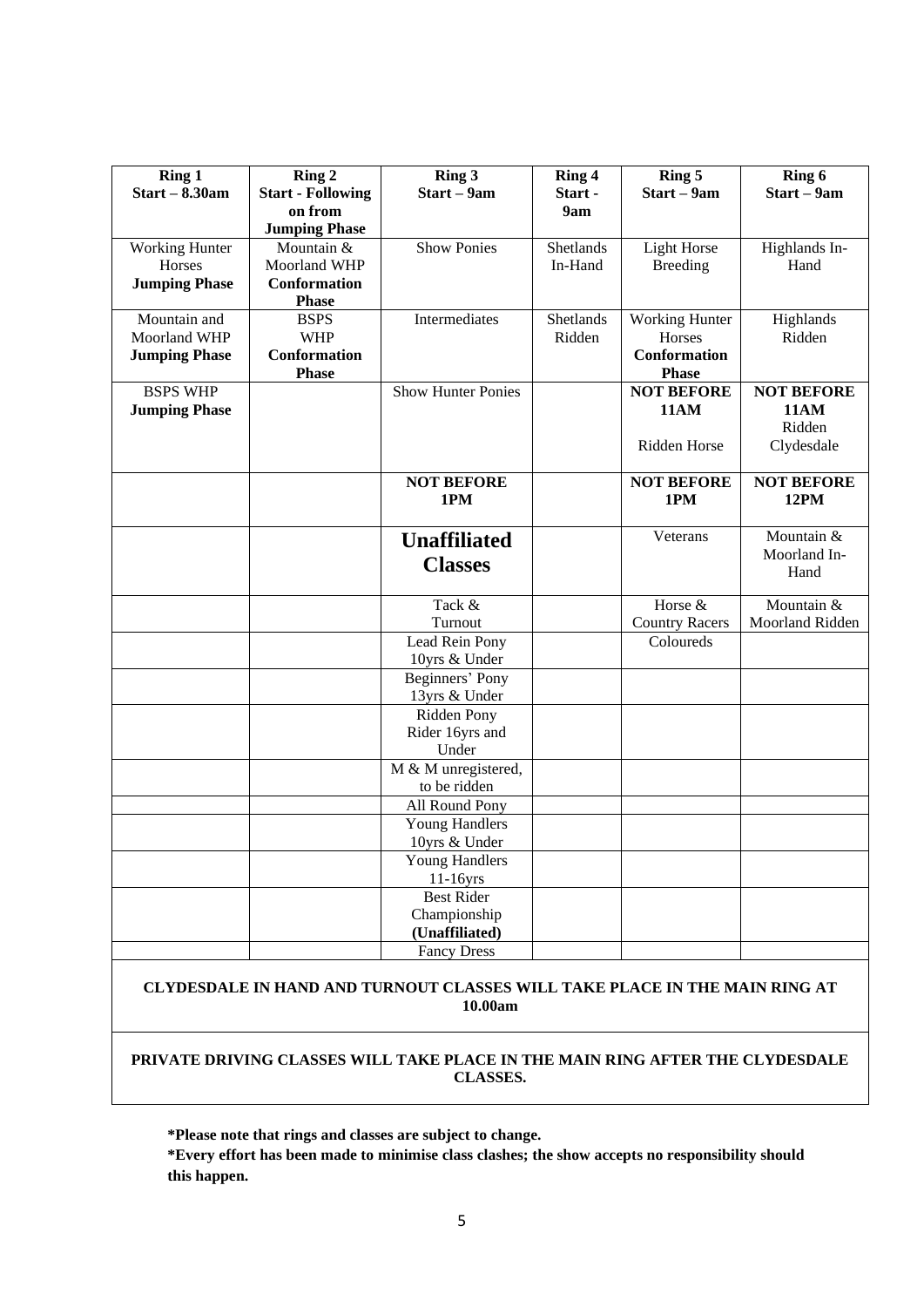| Ring 1<br>Start – 8.30am | Ring 2<br>Start - Following on from Jumping Phase | Ring 3<br>Start – 9am | Ring 4<br>Start - 9am | Ring 5<br>Start – 9am | Ring 6<br>Start – 9am |
|---|---|---|---|---|---|
| Working Hunter Horses **Jumping Phase** | Mountain & Moorland WHP **Conformation Phase** | Show Ponies | Shetlands In-Hand | Light Horse Breeding | Highlands In-Hand |
| Mountain and Moorland WHP **Jumping Phase** | BSPS WHP **Conformation Phase** | Intermediates | Shetlands Ridden | Working Hunter Horses **Conformation Phase** | Highlands Ridden |
| BSPS WHP **Jumping Phase** | | Show Hunter Ponies | | **NOT BEFORE 11AM**<br>Ridden Horse | **NOT BEFORE 11AM**<br>Ridden Clydesdale |
| | | **NOT BEFORE 1PM** | | **NOT BEFORE 1PM** | **NOT BEFORE 12PM** |
| | | **Unaffiliated Classes** | | Veterans | Mountain & Moorland In-Hand |
| | | Tack & Turnout | | Horse & Country Racers | Mountain & Moorland Ridden |
| | | Lead Rein Pony 10yrs & Under | | Coloureds | |
| | | Beginners' Pony 13yrs & Under | | | |
| | | Ridden Pony Rider 16yrs and Under | | | |
| | | M & M unregistered, to be ridden | | | |
| | | All Round Pony | | | |
| | | Young Handlers 10yrs & Under | | | |
| | | Young Handlers 11-16yrs | | | |
| | | Best Rider Championship **(Unaffiliated)** | | | |
| | | Fancy Dress | | | |

**CLYDESDALE IN HAND AND TURNOUT CLASSES WILL TAKE PLACE IN THE MAIN RING AT 10.00am**

**PRIVATE DRIVING CLASSES WILL TAKE PLACE IN THE MAIN RING AFTER THE CLYDESDALE CLASSES.**

**\*Please note that rings and classes are subject to change.**

**\*Every effort has been made to minimise class clashes; the show accepts no responsibility should this happen.**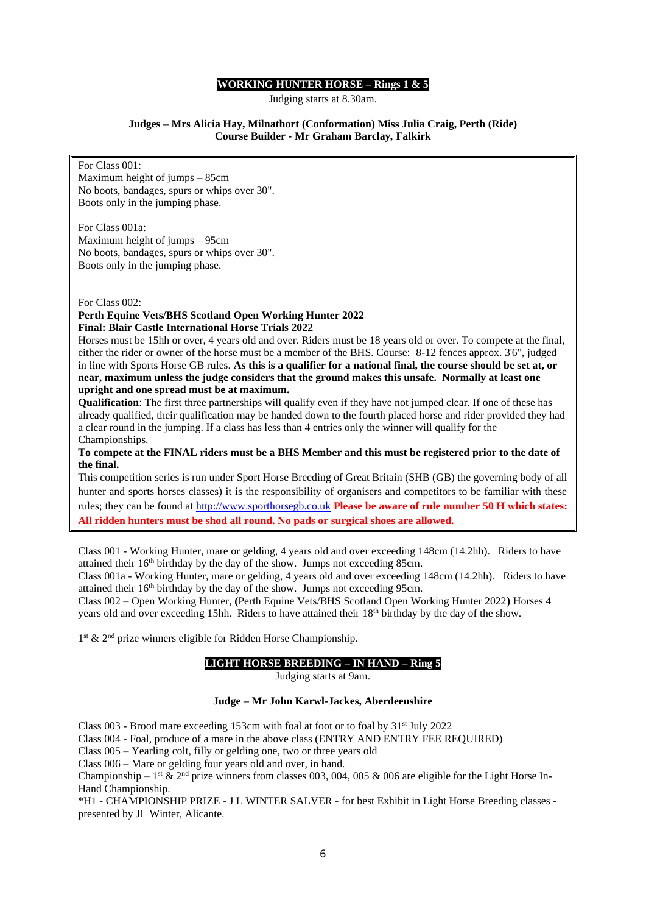## WORKING HUNTER HORSE – Rings 1 & 5

Judging starts at 8.30am.

**Judges – Mrs Alicia Hay, Milnathort (Conformation) Miss Julia Craig, Perth (Ride)**
**Course Builder - Mr Graham Barclay, Falkirk**

For Class 001:
Maximum height of jumps – 85cm
No boots, bandages, spurs or whips over 30".
Boots only in the jumping phase.

For Class 001a:
Maximum height of jumps – 95cm
No boots, bandages, spurs or whips over 30".
Boots only in the jumping phase.

For Class 002:
**Perth Equine Vets/BHS Scotland Open Working Hunter 2022**
**Final: Blair Castle International Horse Trials 2022**
Horses must be 15hh or over, 4 years old and over. Riders must be 18 years old or over. To compete at the final, either the rider or owner of the horse must be a member of the BHS. Course: 8-12 fences approx. 3'6", judged in line with Sports Horse GB rules. **As this is a qualifier for a national final, the course should be set at, or near, maximum unless the judge considers that the ground makes this unsafe. Normally at least one upright and one spread must be at maximum.**
**Qualification**: The first three partnerships will qualify even if they have not jumped clear. If one of these has already qualified, their qualification may be handed down to the fourth placed horse and rider provided they had a clear round in the jumping. If a class has less than 4 entries only the winner will qualify for the Championships.
**To compete at the FINAL riders must be a BHS Member and this must be registered prior to the date of the final.**
This competition series is run under Sport Horse Breeding of Great Britain (SHB (GB) the governing body of all hunter and sports horses classes) it is the responsibility of organisers and competitors to be familiar with these rules; they can be found at http://www.sporthorsegb.co.uk **Please be aware of rule number 50 H which states: All ridden hunters must be shod all round. No pads or surgical shoes are allowed.**

Class 001 - Working Hunter, mare or gelding, 4 years old and over exceeding 148cm (14.2hh). Riders to have attained their 16th birthday by the day of the show. Jumps not exceeding 85cm.
Class 001a - Working Hunter, mare or gelding, 4 years old and over exceeding 148cm (14.2hh). Riders to have attained their 16th birthday by the day of the show. Jumps not exceeding 95cm.
Class 002 – Open Working Hunter, **(**Perth Equine Vets/BHS Scotland Open Working Hunter 2022**)** Horses 4 years old and over exceeding 15hh. Riders to have attained their 18th birthday by the day of the show.

1st & 2nd prize winners eligible for Ridden Horse Championship.

## LIGHT HORSE BREEDING – IN HAND – Ring 5

Judging starts at 9am.

**Judge – Mr John Karwl-Jackes, Aberdeenshire**

Class 003 - Brood mare exceeding 153cm with foal at foot or to foal by 31st July 2022
Class 004 - Foal, produce of a mare in the above class (ENTRY AND ENTRY FEE REQUIRED)
Class 005 – Yearling colt, filly or gelding one, two or three years old
Class 006 – Mare or gelding four years old and over, in hand.
Championship – 1st & 2nd prize winners from classes 003, 004, 005 & 006 are eligible for the Light Horse In-Hand Championship.
*H1 - CHAMPIONSHIP PRIZE - J L WINTER SALVER - for best Exhibit in Light Horse Breeding classes - presented by JL Winter, Alicante.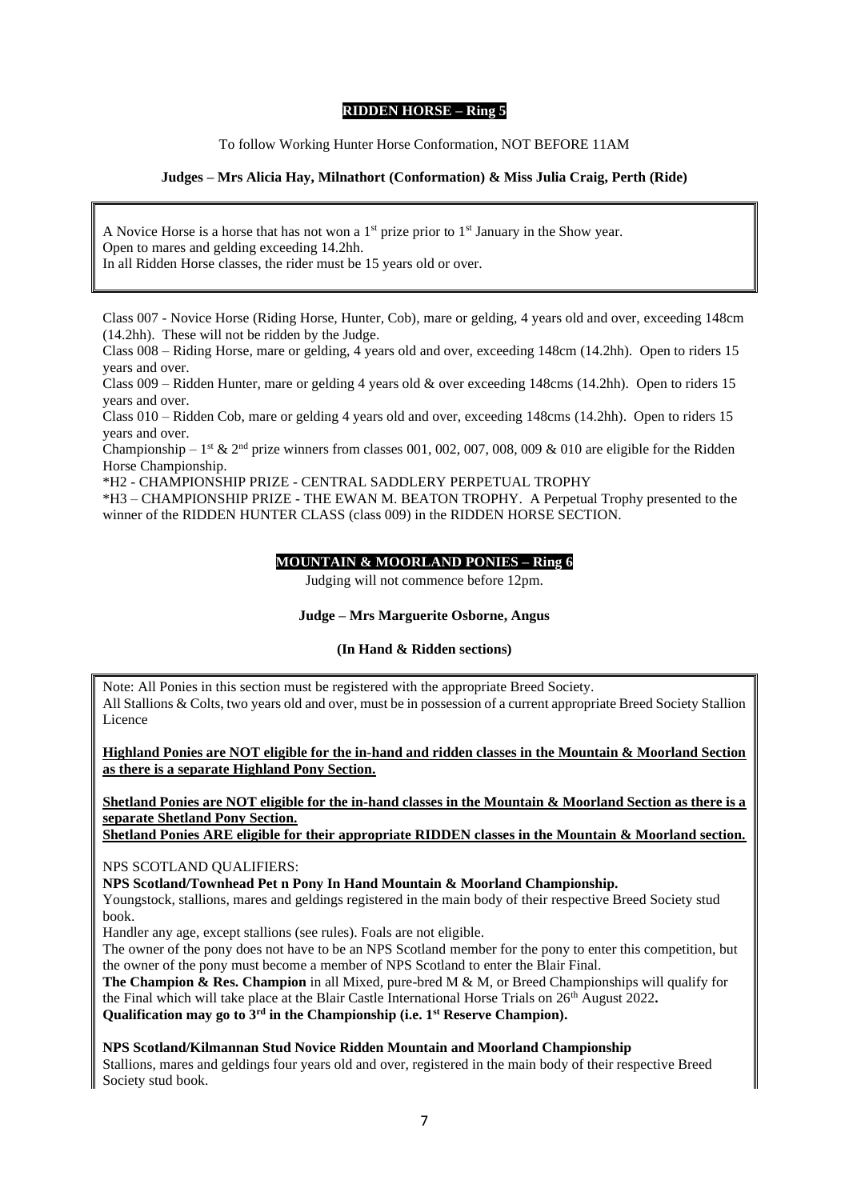## RIDDEN HORSE – Ring 5

To follow Working Hunter Horse Conformation, NOT BEFORE 11AM

**Judges – Mrs Alicia Hay, Milnathort (Conformation) & Miss Julia Craig, Perth (Ride)**

A Novice Horse is a horse that has not won a 1st prize prior to 1st January in the Show year.
Open to mares and gelding exceeding 14.2hh.
In all Ridden Horse classes, the rider must be 15 years old or over.

Class 007 - Novice Horse (Riding Horse, Hunter, Cob), mare or gelding, 4 years old and over, exceeding 148cm (14.2hh). These will not be ridden by the Judge.
Class 008 – Riding Horse, mare or gelding, 4 years old and over, exceeding 148cm (14.2hh). Open to riders 15 years and over.
Class 009 – Ridden Hunter, mare or gelding 4 years old & over exceeding 148cms (14.2hh). Open to riders 15 years and over.
Class 010 – Ridden Cob, mare or gelding 4 years old and over, exceeding 148cms (14.2hh). Open to riders 15 years and over.
Championship – 1st & 2nd prize winners from classes 001, 002, 007, 008, 009 & 010 are eligible for the Ridden Horse Championship.
*H2 - CHAMPIONSHIP PRIZE - CENTRAL SADDLERY PERPETUAL TROPHY
*H3 – CHAMPIONSHIP PRIZE - THE EWAN M. BEATON TROPHY. A Perpetual Trophy presented to the winner of the RIDDEN HUNTER CLASS (class 009) in the RIDDEN HORSE SECTION.

## MOUNTAIN & MOORLAND PONIES – Ring 6

Judging will not commence before 12pm.

**Judge – Mrs Marguerite Osborne, Angus**

**(In Hand & Ridden sections)**

Note: All Ponies in this section must be registered with the appropriate Breed Society.
All Stallions & Colts, two years old and over, must be in possession of a current appropriate Breed Society Stallion Licence

**Highland Ponies are NOT eligible for the in-hand and ridden classes in the Mountain & Moorland Section as there is a separate Highland Pony Section.**

**Shetland Ponies are NOT eligible for the in-hand classes in the Mountain & Moorland Section as there is a separate Shetland Pony Section.**
**Shetland Ponies ARE eligible for their appropriate RIDDEN classes in the Mountain & Moorland section.**

NPS SCOTLAND QUALIFIERS:
**NPS Scotland/Townhead Pet n Pony In Hand Mountain & Moorland Championship.**
Youngstock, stallions, mares and geldings registered in the main body of their respective Breed Society stud book.
Handler any age, except stallions (see rules). Foals are not eligible.
The owner of the pony does not have to be an NPS Scotland member for the pony to enter this competition, but the owner of the pony must become a member of NPS Scotland to enter the Blair Final.
**The Champion & Res. Champion** in all Mixed, pure-bred M & M, or Breed Championships will qualify for the Final which will take place at the Blair Castle International Horse Trials on 26th August 2022**.**
**Qualification may go to 3rd in the Championship (i.e. 1st Reserve Champion).**

**NPS Scotland/Kilmannan Stud Novice Ridden Mountain and Moorland Championship**
Stallions, mares and geldings four years old and over, registered in the main body of their respective Breed Society stud book.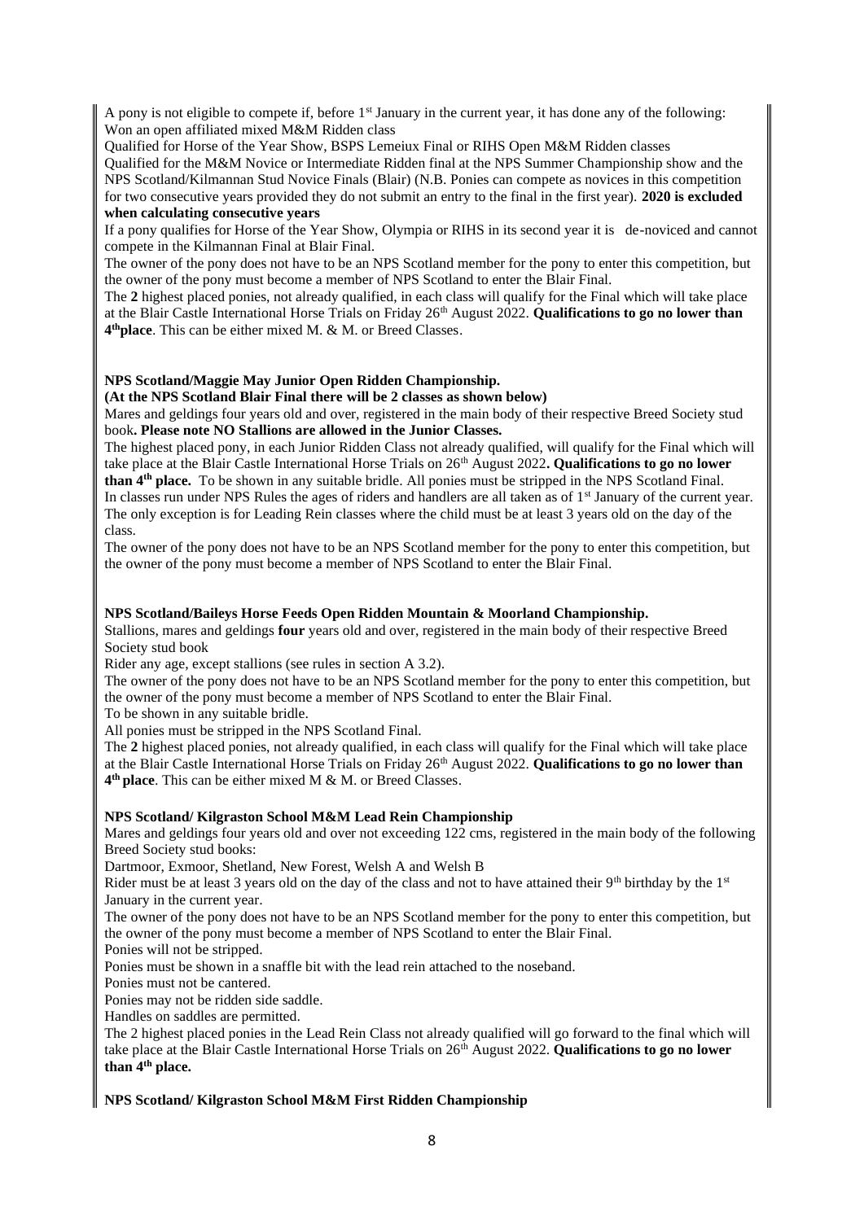A pony is not eligible to compete if, before 1st January in the current year, it has done any of the following:
Won an open affiliated mixed M&M Ridden class

Qualified for Horse of the Year Show, BSPS Lemeiux Final or RIHS Open M&M Ridden classes

Qualified for the M&M Novice or Intermediate Ridden final at the NPS Summer Championship show and the NPS Scotland/Kilmannan Stud Novice Finals (Blair) (N.B. Ponies can compete as novices in this competition for two consecutive years provided they do not submit an entry to the final in the first year). **2020 is excluded when calculating consecutive years**

If a pony qualifies for Horse of the Year Show, Olympia or RIHS in its second year it is de-noviced and cannot compete in the Kilmannan Final at Blair Final.

The owner of the pony does not have to be an NPS Scotland member for the pony to enter this competition, but the owner of the pony must become a member of NPS Scotland to enter the Blair Final.

The **2** highest placed ponies, not already qualified, in each class will qualify for the Final which will take place at the Blair Castle International Horse Trials on Friday 26th August 2022. **Qualifications to go no lower than 4th place**. This can be either mixed M. & M. or Breed Classes.

**NPS Scotland/Maggie May Junior Open Ridden Championship.**

**(At the NPS Scotland Blair Final there will be 2 classes as shown below)**

Mares and geldings four years old and over, registered in the main body of their respective Breed Society stud book**. Please note NO Stallions are allowed in the Junior Classes.**

The highest placed pony, in each Junior Ridden Class not already qualified, will qualify for the Final which will take place at the Blair Castle International Horse Trials on 26th August 2022**. Qualifications to go no lower than 4th place.** To be shown in any suitable bridle. All ponies must be stripped in the NPS Scotland Final.

In classes run under NPS Rules the ages of riders and handlers are all taken as of 1st January of the current year. The only exception is for Leading Rein classes where the child must be at least 3 years old on the day of the class.

The owner of the pony does not have to be an NPS Scotland member for the pony to enter this competition, but the owner of the pony must become a member of NPS Scotland to enter the Blair Final.

**NPS Scotland/Baileys Horse Feeds Open Ridden Mountain & Moorland Championship.**

Stallions, mares and geldings **four** years old and over, registered in the main body of their respective Breed Society stud book

Rider any age, except stallions (see rules in section A 3.2).

The owner of the pony does not have to be an NPS Scotland member for the pony to enter this competition, but the owner of the pony must become a member of NPS Scotland to enter the Blair Final.

To be shown in any suitable bridle.

All ponies must be stripped in the NPS Scotland Final.

The **2** highest placed ponies, not already qualified, in each class will qualify for the Final which will take place at the Blair Castle International Horse Trials on Friday 26th August 2022. **Qualifications to go no lower than 4th place**. This can be either mixed M & M. or Breed Classes.

**NPS Scotland/ Kilgraston School M&M Lead Rein Championship**

Mares and geldings four years old and over not exceeding 122 cms, registered in the main body of the following Breed Society stud books:

Dartmoor, Exmoor, Shetland, New Forest, Welsh A and Welsh B

Rider must be at least 3 years old on the day of the class and not to have attained their 9th birthday by the 1st January in the current year.

The owner of the pony does not have to be an NPS Scotland member for the pony to enter this competition, but the owner of the pony must become a member of NPS Scotland to enter the Blair Final.

Ponies will not be stripped.

Ponies must be shown in a snaffle bit with the lead rein attached to the noseband.

Ponies must not be cantered.

Ponies may not be ridden side saddle.

Handles on saddles are permitted.

The 2 highest placed ponies in the Lead Rein Class not already qualified will go forward to the final which will take place at the Blair Castle International Horse Trials on 26th August 2022. **Qualifications to go no lower than 4th place.**

**NPS Scotland/ Kilgraston School M&M First Ridden Championship**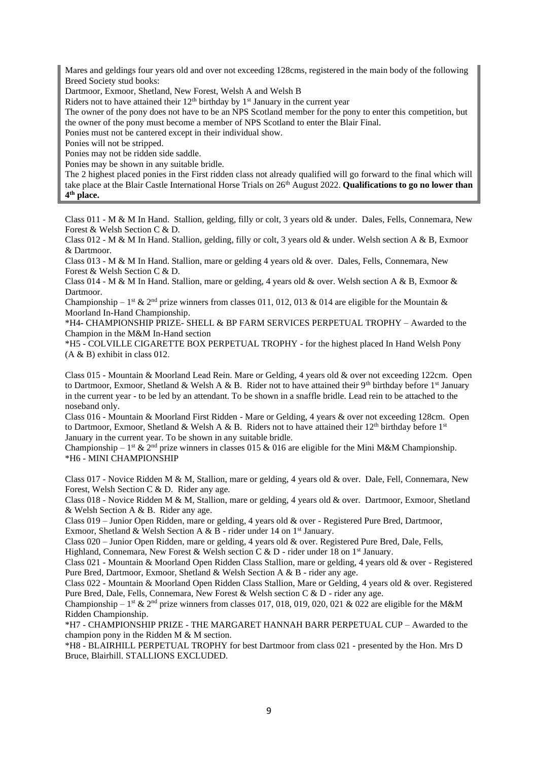Mares and geldings four years old and over not exceeding 128cms, registered in the main body of the following Breed Society stud books:

Dartmoor, Exmoor, Shetland, New Forest, Welsh A and Welsh B

Riders not to have attained their 12th birthday by 1st January in the current year

The owner of the pony does not have to be an NPS Scotland member for the pony to enter this competition, but the owner of the pony must become a member of NPS Scotland to enter the Blair Final.

Ponies must not be cantered except in their individual show.

Ponies will not be stripped.

Ponies may not be ridden side saddle.

Ponies may be shown in any suitable bridle.

The 2 highest placed ponies in the First ridden class not already qualified will go forward to the final which will take place at the Blair Castle International Horse Trials on 26th August 2022. **Qualifications to go no lower than 4th place.**

Class 011 - M & M In Hand. Stallion, gelding, filly or colt, 3 years old & under. Dales, Fells, Connemara, New Forest & Welsh Section C & D.

Class 012 - M & M In Hand. Stallion, gelding, filly or colt, 3 years old & under. Welsh section A & B, Exmoor & Dartmoor.

Class 013 - M & M In Hand. Stallion, mare or gelding 4 years old & over. Dales, Fells, Connemara, New Forest & Welsh Section C & D.

Class 014 - M & M In Hand. Stallion, mare or gelding, 4 years old & over. Welsh section A & B, Exmoor & Dartmoor.

Championship – 1st & 2nd prize winners from classes 011, 012, 013 & 014 are eligible for the Mountain & Moorland In-Hand Championship.

*H4- CHAMPIONSHIP PRIZE- SHELL & BP FARM SERVICES PERPETUAL TROPHY – Awarded to the Champion in the M&M In-Hand section

*H5 - COLVILLE CIGARETTE BOX PERPETUAL TROPHY - for the highest placed In Hand Welsh Pony (A & B) exhibit in class 012.

Class 015 - Mountain & Moorland Lead Rein. Mare or Gelding, 4 years old & over not exceeding 122cm. Open to Dartmoor, Exmoor, Shetland & Welsh A & B. Rider not to have attained their 9th birthday before 1st January in the current year - to be led by an attendant. To be shown in a snaffle bridle. Lead rein to be attached to the noseband only.

Class 016 - Mountain & Moorland First Ridden - Mare or Gelding, 4 years & over not exceeding 128cm. Open to Dartmoor, Exmoor, Shetland & Welsh A & B. Riders not to have attained their 12th birthday before 1st January in the current year. To be shown in any suitable bridle.

Championship – 1st & 2nd prize winners in classes 015 & 016 are eligible for the Mini M&M Championship.

*H6 - MINI CHAMPIONSHIP

Class 017 - Novice Ridden M & M, Stallion, mare or gelding, 4 years old & over. Dale, Fell, Connemara, New Forest, Welsh Section C & D. Rider any age.

Class 018 - Novice Ridden M & M, Stallion, mare or gelding, 4 years old & over. Dartmoor, Exmoor, Shetland & Welsh Section A & B. Rider any age.

Class 019 – Junior Open Ridden, mare or gelding, 4 years old & over - Registered Pure Bred, Dartmoor, Exmoor, Shetland & Welsh Section A & B - rider under 14 on 1st January.

Class 020 – Junior Open Ridden, mare or gelding, 4 years old & over. Registered Pure Bred, Dale, Fells, Highland, Connemara, New Forest & Welsh section C & D - rider under 18 on 1st January.

Class 021 - Mountain & Moorland Open Ridden Class Stallion, mare or gelding, 4 years old & over - Registered Pure Bred, Dartmoor, Exmoor, Shetland & Welsh Section A & B - rider any age.

Class 022 - Mountain & Moorland Open Ridden Class Stallion, Mare or Gelding, 4 years old & over. Registered Pure Bred, Dale, Fells, Connemara, New Forest & Welsh section C & D - rider any age.

Championship – 1st & 2nd prize winners from classes 017, 018, 019, 020, 021 & 022 are eligible for the M&M Ridden Championship.

*H7 - CHAMPIONSHIP PRIZE - THE MARGARET HANNAH BARR PERPETUAL CUP – Awarded to the champion pony in the Ridden M & M section.

*H8 - BLAIRHILL PERPETUAL TROPHY for best Dartmoor from class 021 - presented by the Hon. Mrs D Bruce, Blairhill. STALLIONS EXCLUDED.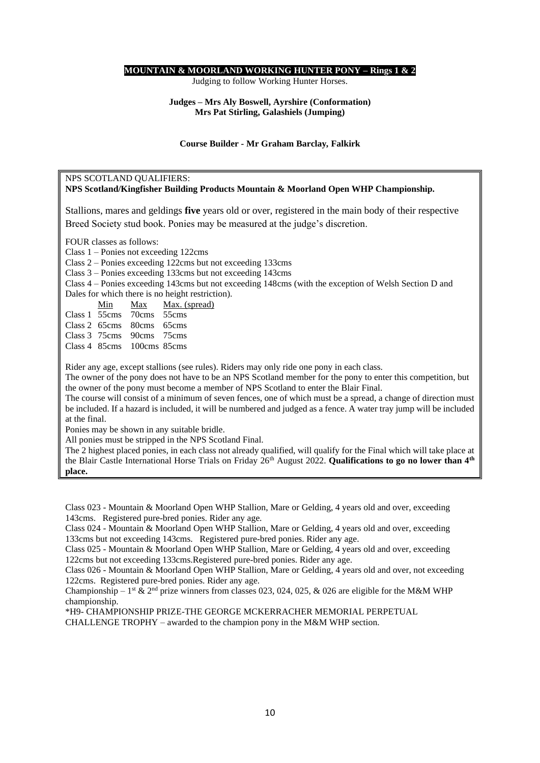## MOUNTAIN & MOORLAND WORKING HUNTER PONY – Rings 1 & 2

Judging to follow Working Hunter Horses.

**Judges – Mrs Aly Boswell, Ayrshire (Conformation)**
**Mrs Pat Stirling, Galashiels (Jumping)**

**Course Builder - Mr Graham Barclay, Falkirk**

NPS SCOTLAND QUALIFIERS:
**NPS Scotland/Kingfisher Building Products Mountain & Moorland Open WHP Championship.**

Stallions, mares and geldings **five** years old or over, registered in the main body of their respective Breed Society stud book. Ponies may be measured at the judge's discretion.

FOUR classes as follows:
Class 1 – Ponies not exceeding 122cms
Class 2 – Ponies exceeding 122cms but not exceeding 133cms
Class 3 – Ponies exceeding 133cms but not exceeding 143cms
Class 4 – Ponies exceeding 143cms but not exceeding 148cms (with the exception of Welsh Section D and Dales for which there is no height restriction).

| | Min | Max | Max. (spread) |
|---|---|---|---|
| Class 1 | 55cms | 70cms | 55cms |
| Class 2 | 65cms | 80cms | 65cms |
| Class 3 | 75cms | 90cms | 75cms |
| Class 4 | 85cms | 100cms | 85cms |

Rider any age, except stallions (see rules). Riders may only ride one pony in each class.
The owner of the pony does not have to be an NPS Scotland member for the pony to enter this competition, but the owner of the pony must become a member of NPS Scotland to enter the Blair Final.
The course will consist of a minimum of seven fences, one of which must be a spread, a change of direction must be included. If a hazard is included, it will be numbered and judged as a fence. A water tray jump will be included at the final.
Ponies may be shown in any suitable bridle.
All ponies must be stripped in the NPS Scotland Final.
The 2 highest placed ponies, in each class not already qualified, will qualify for the Final which will take place at the Blair Castle International Horse Trials on Friday 26th August 2022. **Qualifications to go no lower than 4th place.**

Class 023 - Mountain & Moorland Open WHP Stallion, Mare or Gelding, 4 years old and over, exceeding 143cms. Registered pure-bred ponies. Rider any age.
Class 024 - Mountain & Moorland Open WHP Stallion, Mare or Gelding, 4 years old and over, exceeding 133cms but not exceeding 143cms. Registered pure-bred ponies. Rider any age.
Class 025 - Mountain & Moorland Open WHP Stallion, Mare or Gelding, 4 years old and over, exceeding 122cms but not exceeding 133cms.Registered pure-bred ponies. Rider any age.
Class 026 - Mountain & Moorland Open WHP Stallion, Mare or Gelding, 4 years old and over, not exceeding 122cms. Registered pure-bred ponies. Rider any age.
Championship – 1st & 2nd prize winners from classes 023, 024, 025, & 026 are eligible for the M&M WHP championship.
*H9- CHAMPIONSHIP PRIZE-THE GEORGE MCKERRACHER MEMORIAL PERPETUAL CHALLENGE TROPHY – awarded to the champion pony in the M&M WHP section.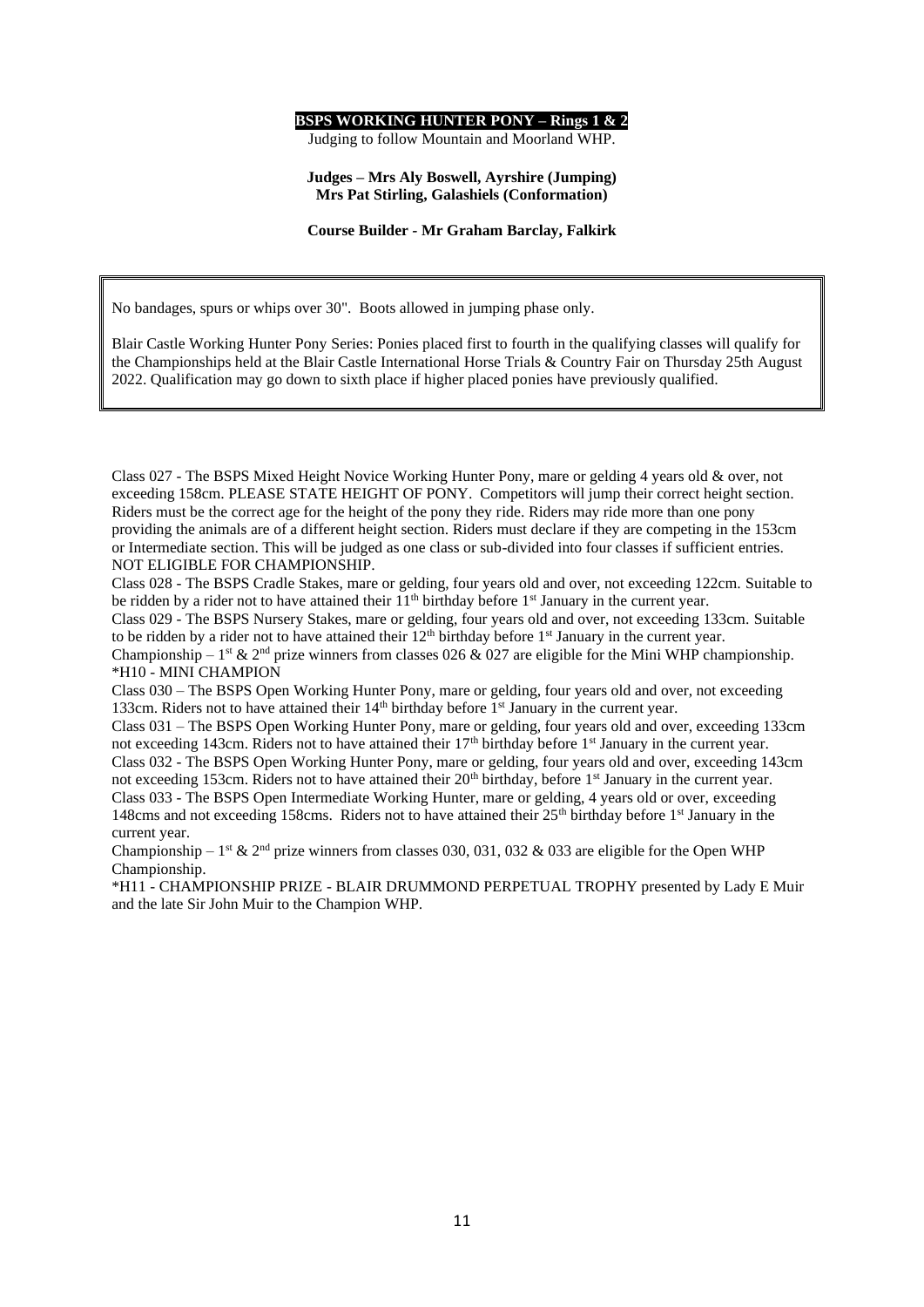## BSPS WORKING HUNTER PONY – Rings 1 & 2

Judging to follow Mountain and Moorland WHP.

**Judges – Mrs Aly Boswell, Ayrshire (Jumping)**
**Mrs Pat Stirling, Galashiels (Conformation)**

**Course Builder - Mr Graham Barclay, Falkirk**

> No bandages, spurs or whips over 30". Boots allowed in jumping phase only.
>
> Blair Castle Working Hunter Pony Series: Ponies placed first to fourth in the qualifying classes will qualify for the Championships held at the Blair Castle International Horse Trials & Country Fair on Thursday 25th August 2022. Qualification may go down to sixth place if higher placed ponies have previously qualified.

Class 027 - The BSPS Mixed Height Novice Working Hunter Pony, mare or gelding 4 years old & over, not exceeding 158cm. PLEASE STATE HEIGHT OF PONY. Competitors will jump their correct height section. Riders must be the correct age for the height of the pony they ride. Riders may ride more than one pony providing the animals are of a different height section. Riders must declare if they are competing in the 153cm or Intermediate section. This will be judged as one class or sub-divided into four classes if sufficient entries. NOT ELIGIBLE FOR CHAMPIONSHIP.

Class 028 - The BSPS Cradle Stakes, mare or gelding, four years old and over, not exceeding 122cm. Suitable to be ridden by a rider not to have attained their 11th birthday before 1st January in the current year.

Class 029 - The BSPS Nursery Stakes, mare or gelding, four years old and over, not exceeding 133cm. Suitable to be ridden by a rider not to have attained their 12th birthday before 1st January in the current year.

Championship – 1st & 2nd prize winners from classes 026 & 027 are eligible for the Mini WHP championship.

*H10 - MINI CHAMPION

Class 030 – The BSPS Open Working Hunter Pony, mare or gelding, four years old and over, not exceeding 133cm. Riders not to have attained their 14th birthday before 1st January in the current year.

Class 031 – The BSPS Open Working Hunter Pony, mare or gelding, four years old and over, exceeding 133cm not exceeding 143cm. Riders not to have attained their 17th birthday before 1st January in the current year.

Class 032 - The BSPS Open Working Hunter Pony, mare or gelding, four years old and over, exceeding 143cm not exceeding 153cm. Riders not to have attained their 20th birthday, before 1st January in the current year.

Class 033 - The BSPS Open Intermediate Working Hunter, mare or gelding, 4 years old or over, exceeding 148cms and not exceeding 158cms. Riders not to have attained their 25th birthday before 1st January in the current year.

Championship – 1st & 2nd prize winners from classes 030, 031, 032 & 033 are eligible for the Open WHP Championship.

*H11 - CHAMPIONSHIP PRIZE - BLAIR DRUMMOND PERPETUAL TROPHY presented by Lady E Muir and the late Sir John Muir to the Champion WHP.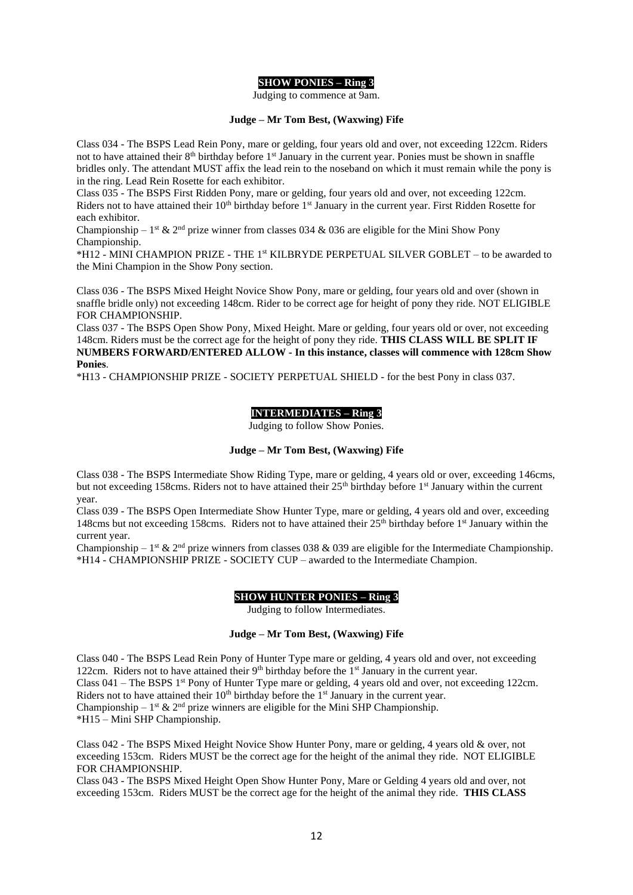## SHOW PONIES – Ring 3

Judging to commence at 9am.

**Judge – Mr Tom Best, (Waxwing) Fife**

Class 034 - The BSPS Lead Rein Pony, mare or gelding, four years old and over, not exceeding 122cm. Riders not to have attained their 8th birthday before 1st January in the current year. Ponies must be shown in snaffle bridles only. The attendant MUST affix the lead rein to the noseband on which it must remain while the pony is in the ring. Lead Rein Rosette for each exhibitor.

Class 035 - The BSPS First Ridden Pony, mare or gelding, four years old and over, not exceeding 122cm. Riders not to have attained their 10th birthday before 1st January in the current year. First Ridden Rosette for each exhibitor.

Championship – 1st & 2nd prize winner from classes 034 & 036 are eligible for the Mini Show Pony Championship.

*H12 - MINI CHAMPION PRIZE - THE 1st KILBRYDE PERPETUAL SILVER GOBLET – to be awarded to the Mini Champion in the Show Pony section.

Class 036 - The BSPS Mixed Height Novice Show Pony, mare or gelding, four years old and over (shown in snaffle bridle only) not exceeding 148cm. Rider to be correct age for height of pony they ride. NOT ELIGIBLE FOR CHAMPIONSHIP.

Class 037 - The BSPS Open Show Pony, Mixed Height. Mare or gelding, four years old or over, not exceeding 148cm. Riders must be the correct age for the height of pony they ride. **THIS CLASS WILL BE SPLIT IF NUMBERS FORWARD/ENTERED ALLOW - In this instance, classes will commence with 128cm Show Ponies**.

*H13 - CHAMPIONSHIP PRIZE - SOCIETY PERPETUAL SHIELD - for the best Pony in class 037.

## INTERMEDIATES – Ring 3

Judging to follow Show Ponies.

**Judge – Mr Tom Best, (Waxwing) Fife**

Class 038 - The BSPS Intermediate Show Riding Type, mare or gelding, 4 years old or over, exceeding 146cms, but not exceeding 158cms. Riders not to have attained their 25th birthday before 1st January within the current year.

Class 039 - The BSPS Open Intermediate Show Hunter Type, mare or gelding, 4 years old and over, exceeding 148cms but not exceeding 158cms. Riders not to have attained their 25th birthday before 1st January within the current year.

Championship – 1st & 2nd prize winners from classes 038 & 039 are eligible for the Intermediate Championship.

*H14 - CHAMPIONSHIP PRIZE - SOCIETY CUP – awarded to the Intermediate Champion.

## SHOW HUNTER PONIES – Ring 3

Judging to follow Intermediates.

**Judge – Mr Tom Best, (Waxwing) Fife**

Class 040 - The BSPS Lead Rein Pony of Hunter Type mare or gelding, 4 years old and over, not exceeding 122cm. Riders not to have attained their 9th birthday before the 1st January in the current year.

Class 041 – The BSPS 1st Pony of Hunter Type mare or gelding, 4 years old and over, not exceeding 122cm. Riders not to have attained their 10th birthday before the 1st January in the current year.

Championship – 1st & 2nd prize winners are eligible for the Mini SHP Championship.

*H15 – Mini SHP Championship.

Class 042 - The BSPS Mixed Height Novice Show Hunter Pony, mare or gelding, 4 years old & over, not exceeding 153cm. Riders MUST be the correct age for the height of the animal they ride. NOT ELIGIBLE FOR CHAMPIONSHIP.

Class 043 - The BSPS Mixed Height Open Show Hunter Pony, Mare or Gelding 4 years old and over, not exceeding 153cm. Riders MUST be the correct age for the height of the animal they ride. **THIS CLASS**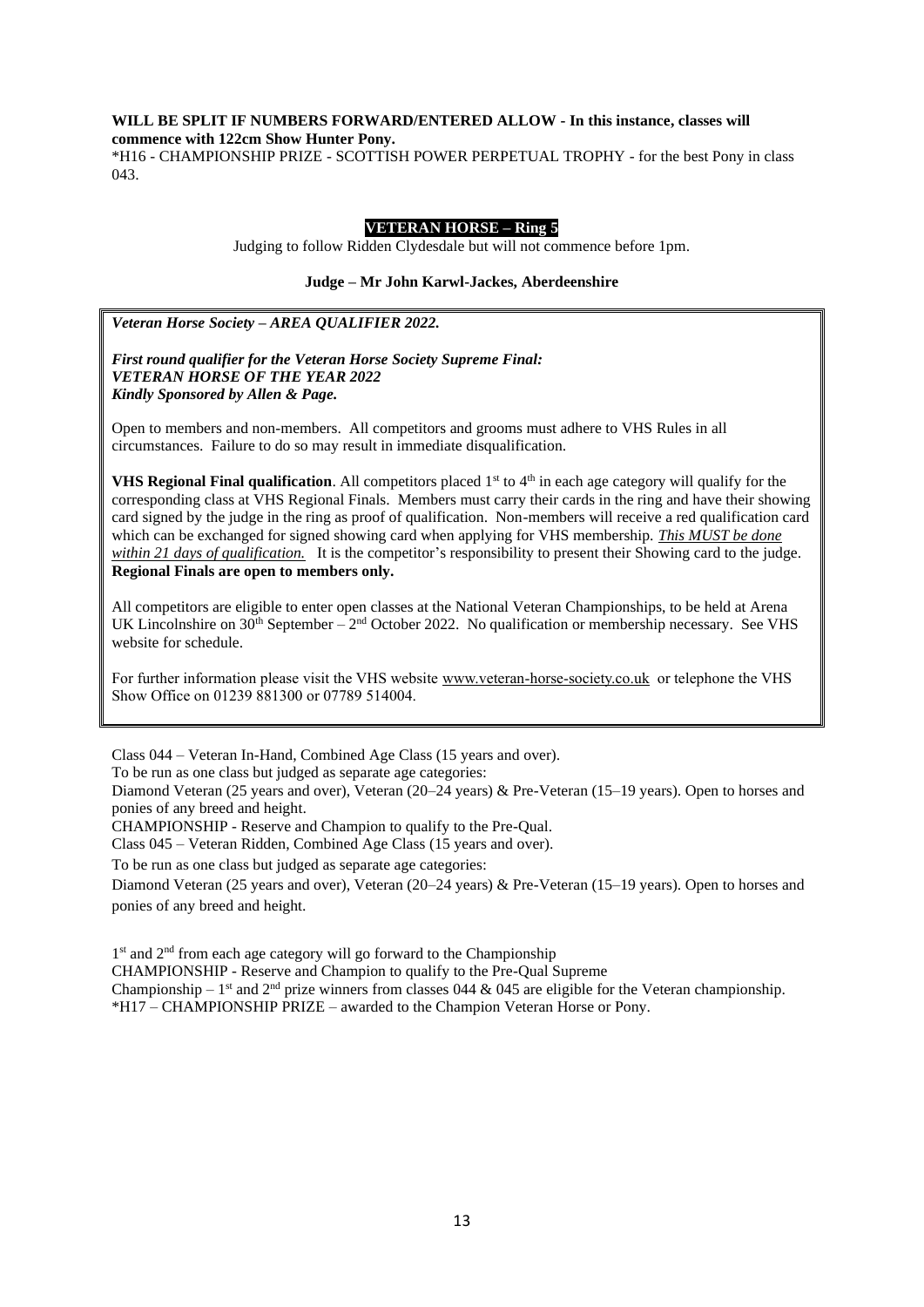**WILL BE SPLIT IF NUMBERS FORWARD/ENTERED ALLOW - In this instance, classes will commence with 122cm Show Hunter Pony.**

*H16 - CHAMPIONSHIP PRIZE - SCOTTISH POWER PERPETUAL TROPHY - for the best Pony in class 043.

## VETERAN HORSE – Ring 5

Judging to follow Ridden Clydesdale but will not commence before 1pm.

**Judge – Mr John Karwl-Jackes, Aberdeenshire**

***Veteran Horse Society – AREA QUALIFIER 2022.***

***First round qualifier for the Veteran Horse Society Supreme Final:***
***VETERAN HORSE OF THE YEAR 2022***
***Kindly Sponsored by Allen & Page.***

Open to members and non-members. All competitors and grooms must adhere to VHS Rules in all circumstances. Failure to do so may result in immediate disqualification.

**VHS Regional Final qualification**. All competitors placed 1st to 4th in each age category will qualify for the corresponding class at VHS Regional Finals. Members must carry their cards in the ring and have their showing card signed by the judge in the ring as proof of qualification. Non-members will receive a red qualification card which can be exchanged for signed showing card when applying for VHS membership. ***This MUST be done within 21 days of qualification.*** It is the competitor's responsibility to present their Showing card to the judge. **Regional Finals are open to members only.**

All competitors are eligible to enter open classes at the National Veteran Championships, to be held at Arena UK Lincolnshire on 30th September – 2nd October 2022. No qualification or membership necessary. See VHS website for schedule.

For further information please visit the VHS website www.veteran-horse-society.co.uk or telephone the VHS Show Office on 01239 881300 or 07789 514004.

Class 044 – Veteran In-Hand, Combined Age Class (15 years and over).

To be run as one class but judged as separate age categories:

Diamond Veteran (25 years and over), Veteran (20–24 years) & Pre-Veteran (15–19 years). Open to horses and ponies of any breed and height.

CHAMPIONSHIP - Reserve and Champion to qualify to the Pre-Qual.

Class 045 – Veteran Ridden, Combined Age Class (15 years and over).

To be run as one class but judged as separate age categories:

Diamond Veteran (25 years and over), Veteran (20–24 years) & Pre-Veteran (15–19 years). Open to horses and ponies of any breed and height.

1st and 2nd from each age category will go forward to the Championship

CHAMPIONSHIP - Reserve and Champion to qualify to the Pre-Qual Supreme

Championship – 1st and 2nd prize winners from classes 044 & 045 are eligible for the Veteran championship.

*H17 – CHAMPIONSHIP PRIZE – awarded to the Champion Veteran Horse or Pony.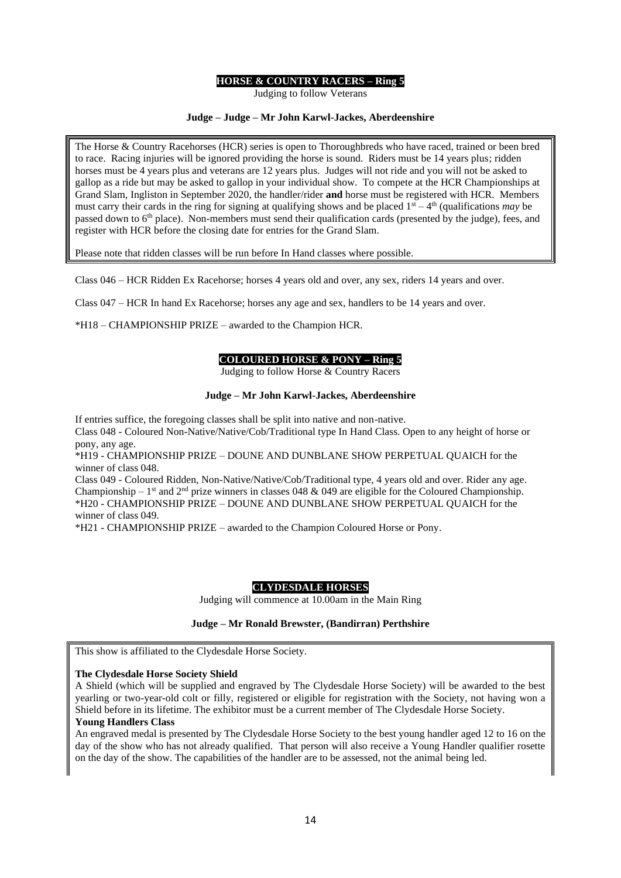## HORSE & COUNTRY RACERS – Ring 5

Judging to follow Veterans

**Judge – Judge – Mr John Karwl-Jackes, Aberdeenshire**

The Horse & Country Racehorses (HCR) series is open to Thoroughbreds who have raced, trained or been bred to race. Racing injuries will be ignored providing the horse is sound. Riders must be 14 years plus; ridden horses must be 4 years plus and veterans are 12 years plus. Judges will not ride and you will not be asked to gallop as a ride but may be asked to gallop in your individual show. To compete at the HCR Championships at Grand Slam, Ingliston in September 2020, the handler/rider **and** horse must be registered with HCR. Members must carry their cards in the ring for signing at qualifying shows and be placed 1st – 4th (qualifications *may* be passed down to 6th place). Non-members must send their qualification cards (presented by the judge), fees, and register with HCR before the closing date for entries for the Grand Slam.

Please note that ridden classes will be run before In Hand classes where possible.

Class 046 – HCR Ridden Ex Racehorse; horses 4 years old and over, any sex, riders 14 years and over.

Class 047 – HCR In hand Ex Racehorse; horses any age and sex, handlers to be 14 years and over.

*H18 – CHAMPIONSHIP PRIZE – awarded to the Champion HCR.

## COLOURED HORSE & PONY – Ring 5

Judging to follow Horse & Country Racers

**Judge – Mr John Karwl-Jackes, Aberdeenshire**

If entries suffice, the foregoing classes shall be split into native and non-native.

Class 048 - Coloured Non-Native/Native/Cob/Traditional type In Hand Class. Open to any height of horse or pony, any age.

*H19 - CHAMPIONSHIP PRIZE – DOUNE AND DUNBLANE SHOW PERPETUAL QUAICH for the winner of class 048.

Class 049 - Coloured Ridden, Non-Native/Native/Cob/Traditional type, 4 years old and over. Rider any age.

Championship – 1st and 2nd prize winners in classes 048 & 049 are eligible for the Coloured Championship.

*H20 - CHAMPIONSHIP PRIZE – DOUNE AND DUNBLANE SHOW PERPETUAL QUAICH for the winner of class 049.

*H21 - CHAMPIONSHIP PRIZE – awarded to the Champion Coloured Horse or Pony.

## CLYDESDALE HORSES

Judging will commence at 10.00am in the Main Ring

**Judge – Mr Ronald Brewster, (Bandirran) Perthshire**

This show is affiliated to the Clydesdale Horse Society.

**The Clydesdale Horse Society Shield**

A Shield (which will be supplied and engraved by The Clydesdale Horse Society) will be awarded to the best yearling or two-year-old colt or filly, registered or eligible for registration with the Society, not having won a Shield before in its lifetime. The exhibitor must be a current member of The Clydesdale Horse Society.

**Young Handlers Class**

An engraved medal is presented by The Clydesdale Horse Society to the best young handler aged 12 to 16 on the day of the show who has not already qualified. That person will also receive a Young Handler qualifier rosette on the day of the show. The capabilities of the handler are to be assessed, not the animal being led.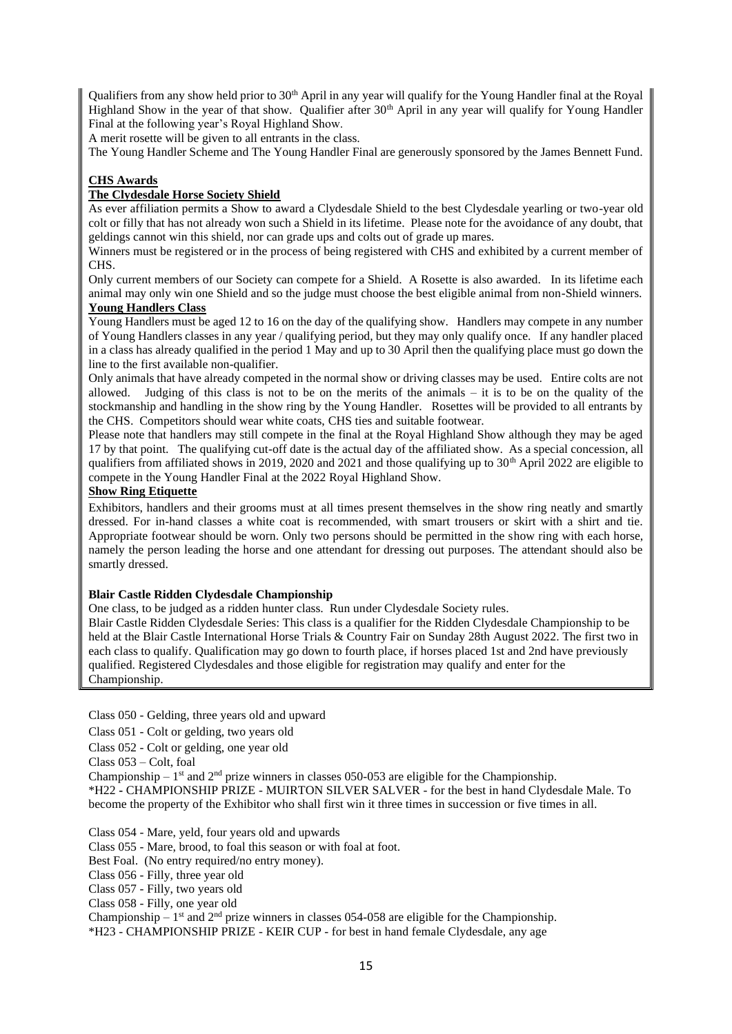Qualifiers from any show held prior to 30th April in any year will qualify for the Young Handler final at the Royal Highland Show in the year of that show. Qualifier after 30th April in any year will qualify for Young Handler Final at the following year's Royal Highland Show.
A merit rosette will be given to all entrants in the class.
The Young Handler Scheme and The Young Handler Final are generously sponsored by the James Bennett Fund.

**CHS Awards**

**The Clydesdale Horse Society Shield**

As ever affiliation permits a Show to award a Clydesdale Shield to the best Clydesdale yearling or two-year old colt or filly that has not already won such a Shield in its lifetime. Please note for the avoidance of any doubt, that geldings cannot win this shield, nor can grade ups and colts out of grade up mares.
Winners must be registered or in the process of being registered with CHS and exhibited by a current member of CHS.
Only current members of our Society can compete for a Shield. A Rosette is also awarded. In its lifetime each animal may only win one Shield and so the judge must choose the best eligible animal from non-Shield winners.

**Young Handlers Class**

Young Handlers must be aged 12 to 16 on the day of the qualifying show. Handlers may compete in any number of Young Handlers classes in any year / qualifying period, but they may only qualify once. If any handler placed in a class has already qualified in the period 1 May and up to 30 April then the qualifying place must go down the line to the first available non-qualifier.
Only animals that have already competed in the normal show or driving classes may be used. Entire colts are not allowed. Judging of this class is not to be on the merits of the animals – it is to be on the quality of the stockmanship and handling in the show ring by the Young Handler. Rosettes will be provided to all entrants by the CHS. Competitors should wear white coats, CHS ties and suitable footwear.
Please note that handlers may still compete in the final at the Royal Highland Show although they may be aged 17 by that point. The qualifying cut-off date is the actual day of the affiliated show. As a special concession, all qualifiers from affiliated shows in 2019, 2020 and 2021 and those qualifying up to 30th April 2022 are eligible to compete in the Young Handler Final at the 2022 Royal Highland Show.

**Show Ring Etiquette**

Exhibitors, handlers and their grooms must at all times present themselves in the show ring neatly and smartly dressed. For in-hand classes a white coat is recommended, with smart trousers or skirt with a shirt and tie. Appropriate footwear should be worn. Only two persons should be permitted in the show ring with each horse, namely the person leading the horse and one attendant for dressing out purposes. The attendant should also be smartly dressed.

**Blair Castle Ridden Clydesdale Championship**

One class, to be judged as a ridden hunter class. Run under Clydesdale Society rules.
Blair Castle Ridden Clydesdale Series: This class is a qualifier for the Ridden Clydesdale Championship to be held at the Blair Castle International Horse Trials & Country Fair on Sunday 28th August 2022. The first two in each class to qualify. Qualification may go down to fourth place, if horses placed 1st and 2nd have previously qualified. Registered Clydesdales and those eligible for registration may qualify and enter for the Championship.

Class 050 - Gelding, three years old and upward

Class 051 - Colt or gelding, two years old

Class 052 - Colt or gelding, one year old

Class 053 – Colt, foal

Championship – 1st and 2nd prize winners in classes 050-053 are eligible for the Championship.

*H22 - CHAMPIONSHIP PRIZE - MUIRTON SILVER SALVER - for the best in hand Clydesdale Male. To become the property of the Exhibitor who shall first win it three times in succession or five times in all.

Class 054 - Mare, yeld, four years old and upwards

Class 055 - Mare, brood, to foal this season or with foal at foot.

Best Foal. (No entry required/no entry money).

Class 056 - Filly, three year old

Class 057 - Filly, two years old

Class 058 - Filly, one year old

Championship – 1st and 2nd prize winners in classes 054-058 are eligible for the Championship.

*H23 - CHAMPIONSHIP PRIZE - KEIR CUP - for best in hand female Clydesdale, any age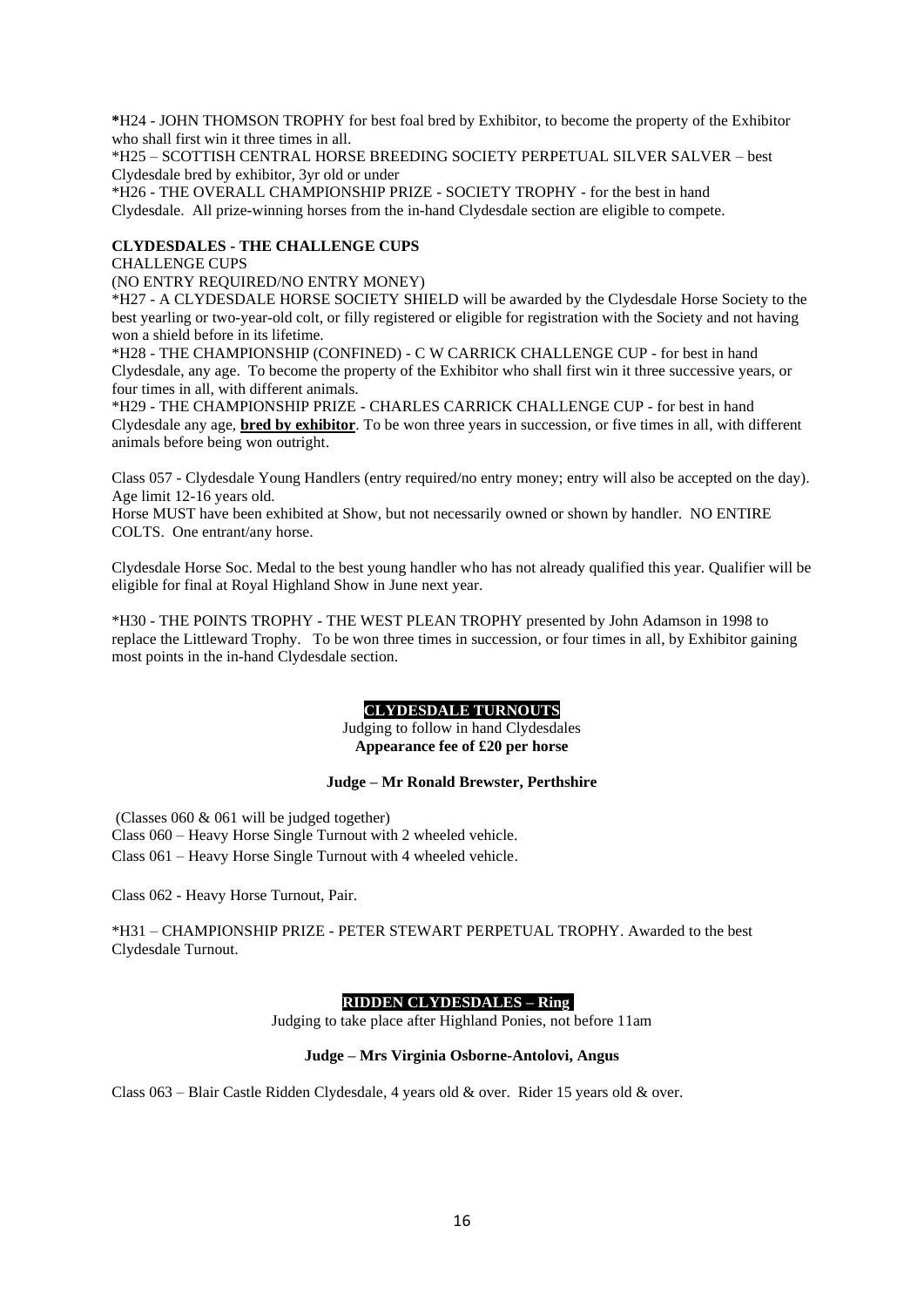**\***H24 - JOHN THOMSON TROPHY for best foal bred by Exhibitor, to become the property of the Exhibitor who shall first win it three times in all.

*H25 – SCOTTISH CENTRAL HORSE BREEDING SOCIETY PERPETUAL SILVER SALVER – best Clydesdale bred by exhibitor, 3yr old or under

*H26 - THE OVERALL CHAMPIONSHIP PRIZE - SOCIETY TROPHY - for the best in hand Clydesdale. All prize-winning horses from the in-hand Clydesdale section are eligible to compete.

**CLYDESDALES - THE CHALLENGE CUPS**

CHALLENGE CUPS

(NO ENTRY REQUIRED/NO ENTRY MONEY)

*H27 - A CLYDESDALE HORSE SOCIETY SHIELD will be awarded by the Clydesdale Horse Society to the best yearling or two-year-old colt, or filly registered or eligible for registration with the Society and not having won a shield before in its lifetime.

*H28 - THE CHAMPIONSHIP (CONFINED) - C W CARRICK CHALLENGE CUP - for best in hand Clydesdale, any age. To become the property of the Exhibitor who shall first win it three successive years, or four times in all, with different animals.

*H29 - THE CHAMPIONSHIP PRIZE - CHARLES CARRICK CHALLENGE CUP - for best in hand Clydesdale any age, **bred by exhibitor**. To be won three years in succession, or five times in all, with different animals before being won outright.

Class 057 - Clydesdale Young Handlers (entry required/no entry money; entry will also be accepted on the day). Age limit 12-16 years old.

Horse MUST have been exhibited at Show, but not necessarily owned or shown by handler. NO ENTIRE COLTS. One entrant/any horse.

Clydesdale Horse Soc. Medal to the best young handler who has not already qualified this year. Qualifier will be eligible for final at Royal Highland Show in June next year.

*H30 - THE POINTS TROPHY - THE WEST PLEAN TROPHY presented by John Adamson in 1998 to replace the Littleward Trophy. To be won three times in succession, or four times in all, by Exhibitor gaining most points in the in-hand Clydesdale section.

## CLYDESDALE TURNOUTS

Judging to follow in hand Clydesdales

**Appearance fee of £20 per horse**

**Judge – Mr Ronald Brewster, Perthshire**

(Classes 060 & 061 will be judged together)

Class 060 – Heavy Horse Single Turnout with 2 wheeled vehicle.

Class 061 – Heavy Horse Single Turnout with 4 wheeled vehicle.

Class 062 - Heavy Horse Turnout, Pair.

*H31 – CHAMPIONSHIP PRIZE - PETER STEWART PERPETUAL TROPHY. Awarded to the best Clydesdale Turnout.

## RIDDEN CLYDESDALES – Ring

Judging to take place after Highland Ponies, not before 11am

**Judge – Mrs Virginia Osborne-Antolovi, Angus**

Class 063 – Blair Castle Ridden Clydesdale, 4 years old & over. Rider 15 years old & over.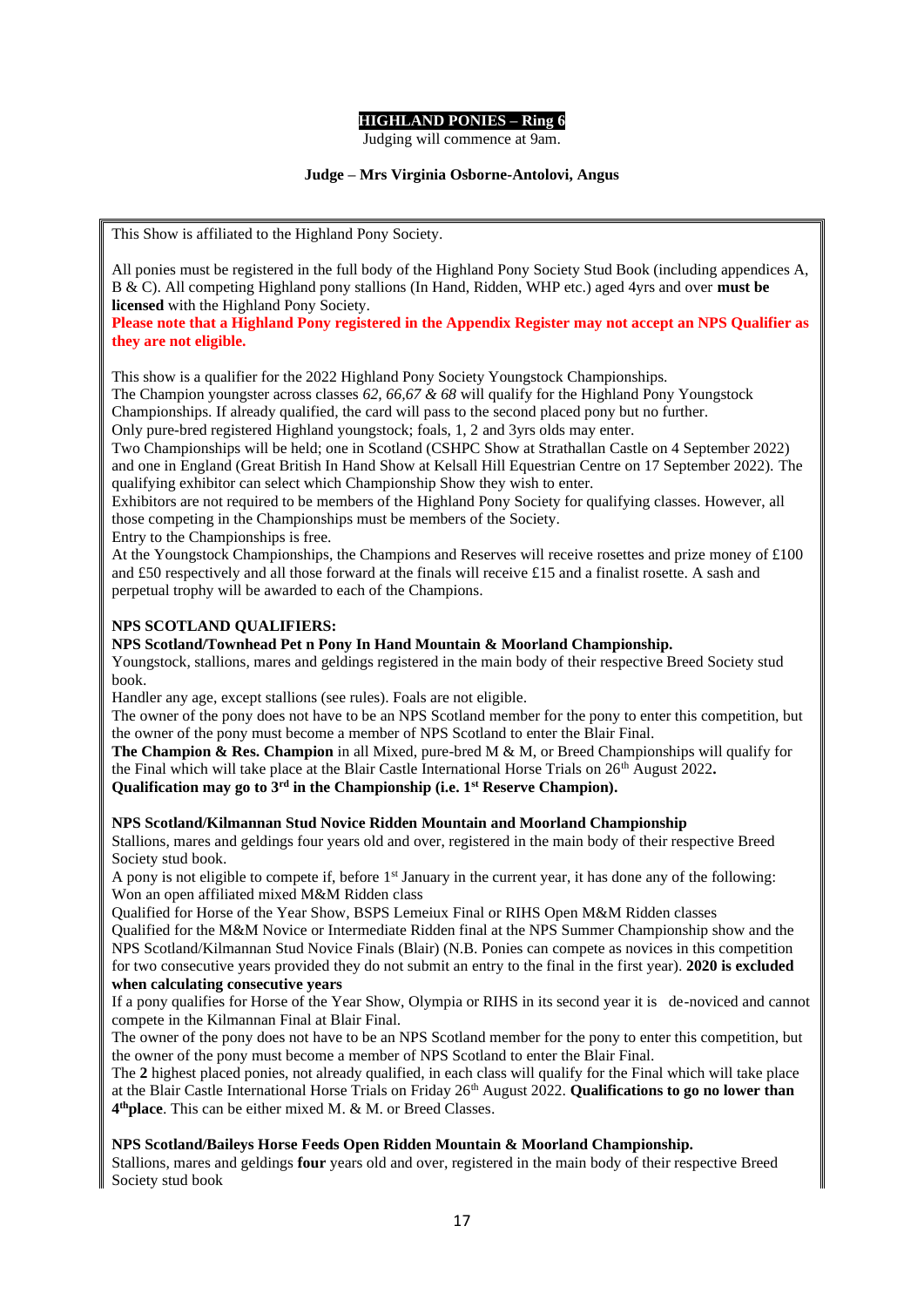**HIGHLAND PONIES – Ring 6**

Judging will commence at 9am.

**Judge – Mrs Virginia Osborne-Antolovi, Angus**

This Show is affiliated to the Highland Pony Society.

All ponies must be registered in the full body of the Highland Pony Society Stud Book (including appendices A, B & C). All competing Highland pony stallions (In Hand, Ridden, WHP etc.) aged 4yrs and over **must be licensed** with the Highland Pony Society.

**Please note that a Highland Pony registered in the Appendix Register may not accept an NPS Qualifier as they are not eligible.**

This show is a qualifier for the 2022 Highland Pony Society Youngstock Championships.
The Champion youngster across classes *62, 66,67 & 68* will qualify for the Highland Pony Youngstock Championships. If already qualified, the card will pass to the second placed pony but no further.
Only pure-bred registered Highland youngstock; foals, 1, 2 and 3yrs olds may enter.
Two Championships will be held; one in Scotland (CSHPC Show at Strathallan Castle on 4 September 2022) and one in England (Great British In Hand Show at Kelsall Hill Equestrian Centre on 17 September 2022). The qualifying exhibitor can select which Championship Show they wish to enter.
Exhibitors are not required to be members of the Highland Pony Society for qualifying classes. However, all those competing in the Championships must be members of the Society.
Entry to the Championships is free.
At the Youngstock Championships, the Champions and Reserves will receive rosettes and prize money of £100 and £50 respectively and all those forward at the finals will receive £15 and a finalist rosette. A sash and perpetual trophy will be awarded to each of the Champions.

**NPS SCOTLAND QUALIFIERS:**

**NPS Scotland/Townhead Pet n Pony In Hand Mountain & Moorland Championship.**

Youngstock, stallions, mares and geldings registered in the main body of their respective Breed Society stud book.
Handler any age, except stallions (see rules). Foals are not eligible.
The owner of the pony does not have to be an NPS Scotland member for the pony to enter this competition, but the owner of the pony must become a member of NPS Scotland to enter the Blair Final.
**The Champion & Res. Champion** in all Mixed, pure-bred M & M, or Breed Championships will qualify for the Final which will take place at the Blair Castle International Horse Trials on 26th August 2022**.**
**Qualification may go to 3rd in the Championship (i.e. 1st Reserve Champion).**

**NPS Scotland/Kilmannan Stud Novice Ridden Mountain and Moorland Championship**

Stallions, mares and geldings four years old and over, registered in the main body of their respective Breed Society stud book.
A pony is not eligible to compete if, before 1st January in the current year, it has done any of the following:
Won an open affiliated mixed M&M Ridden class
Qualified for Horse of the Year Show, BSPS Lemeiux Final or RIHS Open M&M Ridden classes
Qualified for the M&M Novice or Intermediate Ridden final at the NPS Summer Championship show and the NPS Scotland/Kilmannan Stud Novice Finals (Blair) (N.B. Ponies can compete as novices in this competition for two consecutive years provided they do not submit an entry to the final in the first year). **2020 is excluded when calculating consecutive years**
If a pony qualifies for Horse of the Year Show, Olympia or RIHS in its second year it is de-noviced and cannot compete in the Kilmannan Final at Blair Final.
The owner of the pony does not have to be an NPS Scotland member for the pony to enter this competition, but the owner of the pony must become a member of NPS Scotland to enter the Blair Final.
The **2** highest placed ponies, not already qualified, in each class will qualify for the Final which will take place at the Blair Castle International Horse Trials on Friday 26th August 2022. **Qualifications to go no lower than 4thplace**. This can be either mixed M. & M. or Breed Classes.

**NPS Scotland/Baileys Horse Feeds Open Ridden Mountain & Moorland Championship.**

Stallions, mares and geldings **four** years old and over, registered in the main body of their respective Breed Society stud book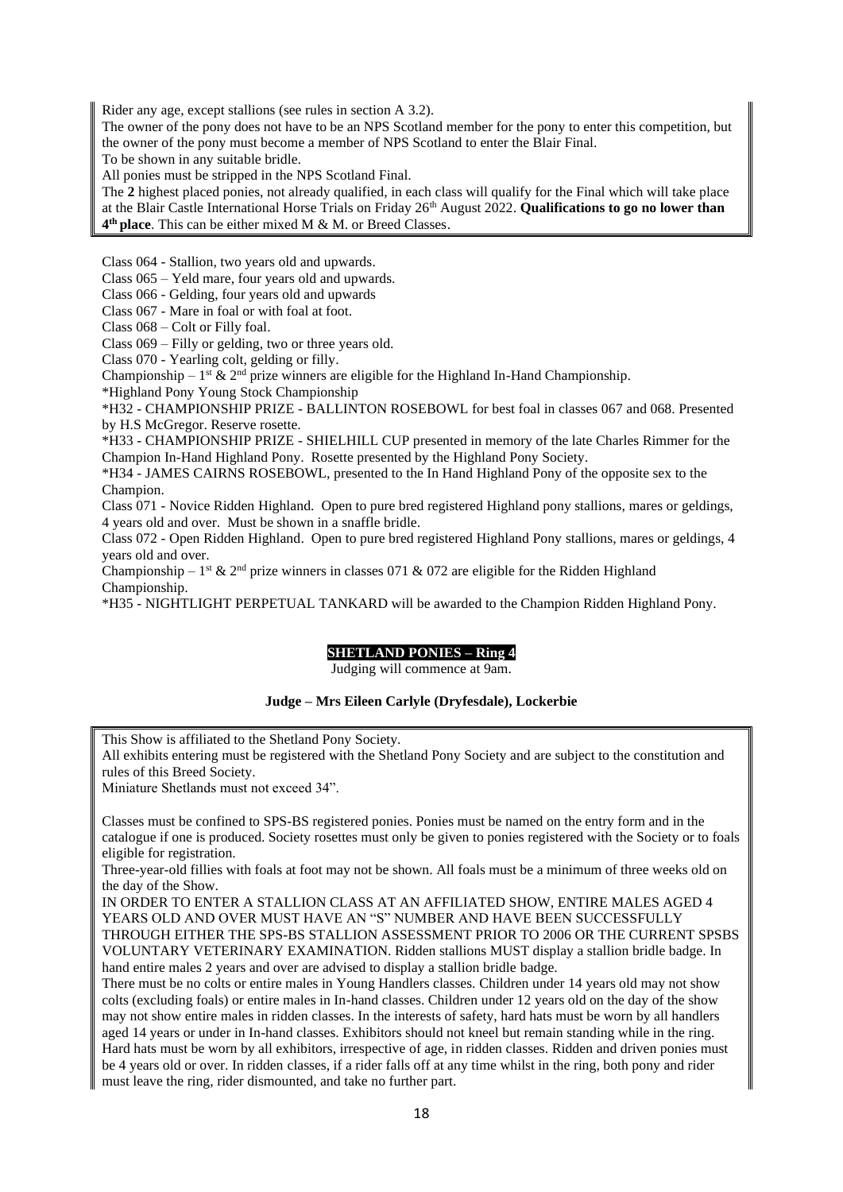Rider any age, except stallions (see rules in section A 3.2).
The owner of the pony does not have to be an NPS Scotland member for the pony to enter this competition, but the owner of the pony must become a member of NPS Scotland to enter the Blair Final.
To be shown in any suitable bridle.
All ponies must be stripped in the NPS Scotland Final.
The **2** highest placed ponies, not already qualified, in each class will qualify for the Final which will take place at the Blair Castle International Horse Trials on Friday 26th August 2022. **Qualifications to go no lower than 4th place**. This can be either mixed M & M. or Breed Classes.

Class 064 - Stallion, two years old and upwards.
Class 065 – Yeld mare, four years old and upwards.
Class 066 - Gelding, four years old and upwards
Class 067 - Mare in foal or with foal at foot.
Class 068 – Colt or Filly foal.
Class 069 – Filly or gelding, two or three years old.
Class 070 - Yearling colt, gelding or filly.
Championship – 1st & 2nd prize winners are eligible for the Highland In-Hand Championship.
*Highland Pony Young Stock Championship
*H32 - CHAMPIONSHIP PRIZE - BALLINTON ROSEBOWL for best foal in classes 067 and 068. Presented by H.S McGregor. Reserve rosette.
*H33 - CHAMPIONSHIP PRIZE - SHIELHILL CUP presented in memory of the late Charles Rimmer for the Champion In-Hand Highland Pony. Rosette presented by the Highland Pony Society.
*H34 - JAMES CAIRNS ROSEBOWL, presented to the In Hand Highland Pony of the opposite sex to the Champion.
Class 071 - Novice Ridden Highland. Open to pure bred registered Highland pony stallions, mares or geldings, 4 years old and over. Must be shown in a snaffle bridle.
Class 072 - Open Ridden Highland. Open to pure bred registered Highland Pony stallions, mares or geldings, 4 years old and over.
Championship – 1st & 2nd prize winners in classes 071 & 072 are eligible for the Ridden Highland Championship.
*H35 - NIGHTLIGHT PERPETUAL TANKARD will be awarded to the Champion Ridden Highland Pony.

## SHETLAND PONIES – Ring 4

Judging will commence at 9am.

**Judge – Mrs Eileen Carlyle (Dryfesdale), Lockerbie**

This Show is affiliated to the Shetland Pony Society.
All exhibits entering must be registered with the Shetland Pony Society and are subject to the constitution and rules of this Breed Society.
Miniature Shetlands must not exceed 34".

Classes must be confined to SPS-BS registered ponies. Ponies must be named on the entry form and in the catalogue if one is produced. Society rosettes must only be given to ponies registered with the Society or to foals eligible for registration.
Three-year-old fillies with foals at foot may not be shown. All foals must be a minimum of three weeks old on the day of the Show.
IN ORDER TO ENTER A STALLION CLASS AT AN AFFILIATED SHOW, ENTIRE MALES AGED 4 YEARS OLD AND OVER MUST HAVE AN "S" NUMBER AND HAVE BEEN SUCCESSFULLY THROUGH EITHER THE SPS-BS STALLION ASSESSMENT PRIOR TO 2006 OR THE CURRENT SPSBS VOLUNTARY VETERINARY EXAMINATION. Ridden stallions MUST display a stallion bridle badge. In hand entire males 2 years and over are advised to display a stallion bridle badge.
There must be no colts or entire males in Young Handlers classes. Children under 14 years old may not show colts (excluding foals) or entire males in In-hand classes. Children under 12 years old on the day of the show may not show entire males in ridden classes. In the interests of safety, hard hats must be worn by all handlers aged 14 years or under in In-hand classes. Exhibitors should not kneel but remain standing while in the ring. Hard hats must be worn by all exhibitors, irrespective of age, in ridden classes. Ridden and driven ponies must be 4 years old or over. In ridden classes, if a rider falls off at any time whilst in the ring, both pony and rider must leave the ring, rider dismounted, and take no further part.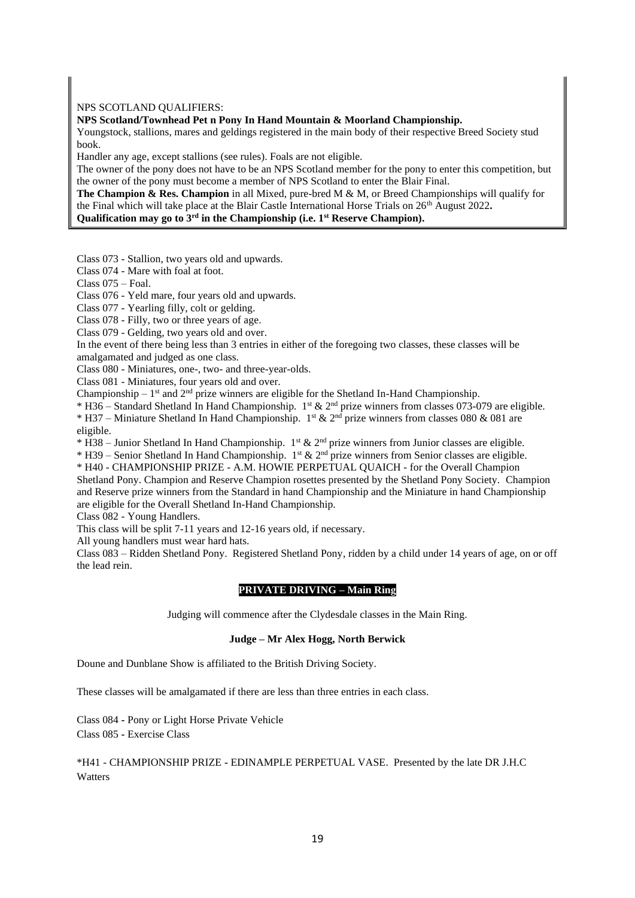NPS SCOTLAND QUALIFIERS:

**NPS Scotland/Townhead Pet n Pony In Hand Mountain & Moorland Championship.**

Youngstock, stallions, mares and geldings registered in the main body of their respective Breed Society stud book.

Handler any age, except stallions (see rules). Foals are not eligible.

The owner of the pony does not have to be an NPS Scotland member for the pony to enter this competition, but the owner of the pony must become a member of NPS Scotland to enter the Blair Final.

**The Champion & Res. Champion** in all Mixed, pure-bred M & M, or Breed Championships will qualify for the Final which will take place at the Blair Castle International Horse Trials on 26th August 2022**.**

**Qualification may go to 3rd in the Championship (i.e. 1st Reserve Champion).**

Class 073 - Stallion, two years old and upwards.

Class 074 - Mare with foal at foot.

Class 075 – Foal.

Class 076 - Yeld mare, four years old and upwards.

Class 077 - Yearling filly, colt or gelding.

Class 078 - Filly, two or three years of age.

Class 079 - Gelding, two years old and over.

In the event of there being less than 3 entries in either of the foregoing two classes, these classes will be amalgamated and judged as one class.

Class 080 - Miniatures, one-, two- and three-year-olds.

Class 081 - Miniatures, four years old and over.

Championship – 1st and 2nd prize winners are eligible for the Shetland In-Hand Championship.

* H36 – Standard Shetland In Hand Championship. 1st & 2nd prize winners from classes 073-079 are eligible.

* H37 – Miniature Shetland In Hand Championship. 1st & 2nd prize winners from classes 080 & 081 are eligible.

* H38 – Junior Shetland In Hand Championship. 1st & 2nd prize winners from Junior classes are eligible.

* H39 – Senior Shetland In Hand Championship. 1st & 2nd prize winners from Senior classes are eligible.

* H40 - CHAMPIONSHIP PRIZE - A.M. HOWIE PERPETUAL QUAICH - for the Overall Champion Shetland Pony. Champion and Reserve Champion rosettes presented by the Shetland Pony Society. Champion and Reserve prize winners from the Standard in hand Championship and the Miniature in hand Championship are eligible for the Overall Shetland In-Hand Championship.

Class 082 - Young Handlers.

This class will be split 7-11 years and 12-16 years old, if necessary.

All young handlers must wear hard hats.

Class 083 – Ridden Shetland Pony. Registered Shetland Pony, ridden by a child under 14 years of age, on or off the lead rein.

## PRIVATE DRIVING – Main Ring

Judging will commence after the Clydesdale classes in the Main Ring.

**Judge – Mr Alex Hogg, North Berwick**

Doune and Dunblane Show is affiliated to the British Driving Society.

These classes will be amalgamated if there are less than three entries in each class.

Class 084 - Pony or Light Horse Private Vehicle

Class 085 - Exercise Class

*H41 - CHAMPIONSHIP PRIZE - EDINAMPLE PERPETUAL VASE. Presented by the late DR J.H.C Watters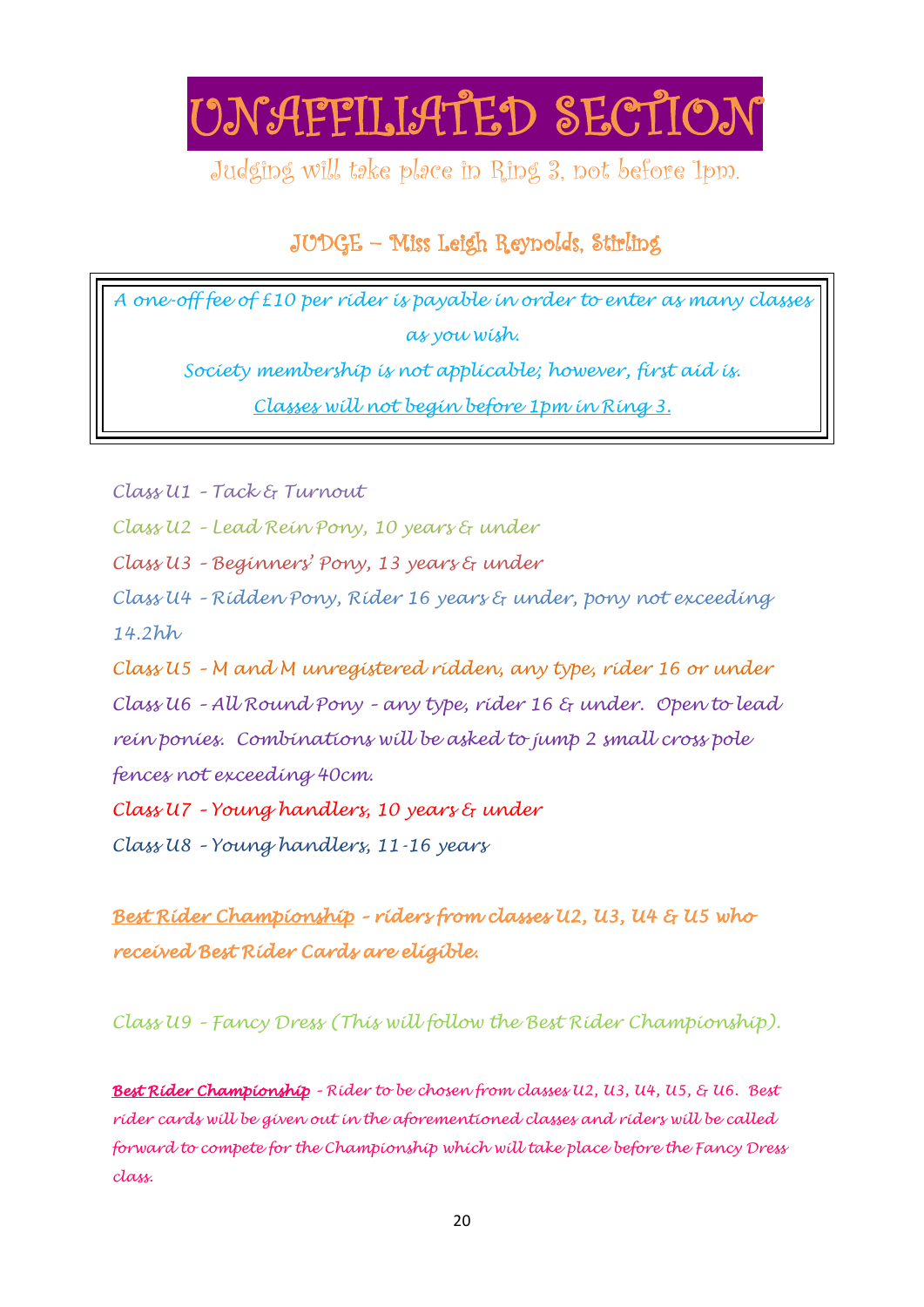# UNAFFILIATED SECTION

Judging will take place in Ring 3, not before 1pm.

## JUDGE – Miss Leigh Reynolds, Stirling

*A one-off fee of £10 per rider is payable in order to enter as many classes as you wish.*

*Society membership is not applicable; however, first aid is.*

*Classes will not begin before 1pm in Ring 3.*

*Class U1 – Tack & Turnout*

*Class U2 – Lead Rein Pony, 10 years & under*

*Class U3 – Beginners' Pony, 13 years & under*

*Class U4 – Ridden Pony, Rider 16 years & under, pony not exceeding 14.2hh*

*Class U5 – M and M unregistered ridden, any type, rider 16 or under*

*Class U6 – All Round Pony – any type, rider 16 & under. Open to lead rein ponies. Combinations will be asked to jump 2 small cross pole fences not exceeding 40cm.*

*Class U7 – Young handlers, 10 years & under*

*Class U8 – Young handlers, 11-16 years*

***Best Rider Championship** – riders from classes U2, U3, U4 & U5 who received Best Rider Cards are eligible.*

*Class U9 – Fancy Dress (This will follow the Best Rider Championship).*

***Best Rider Championship** – Rider to be chosen from classes U2, U3, U4, U5, & U6. Best rider cards will be given out in the aforementioned classes and riders will be called forward to compete for the Championship which will take place before the Fancy Dress class.*